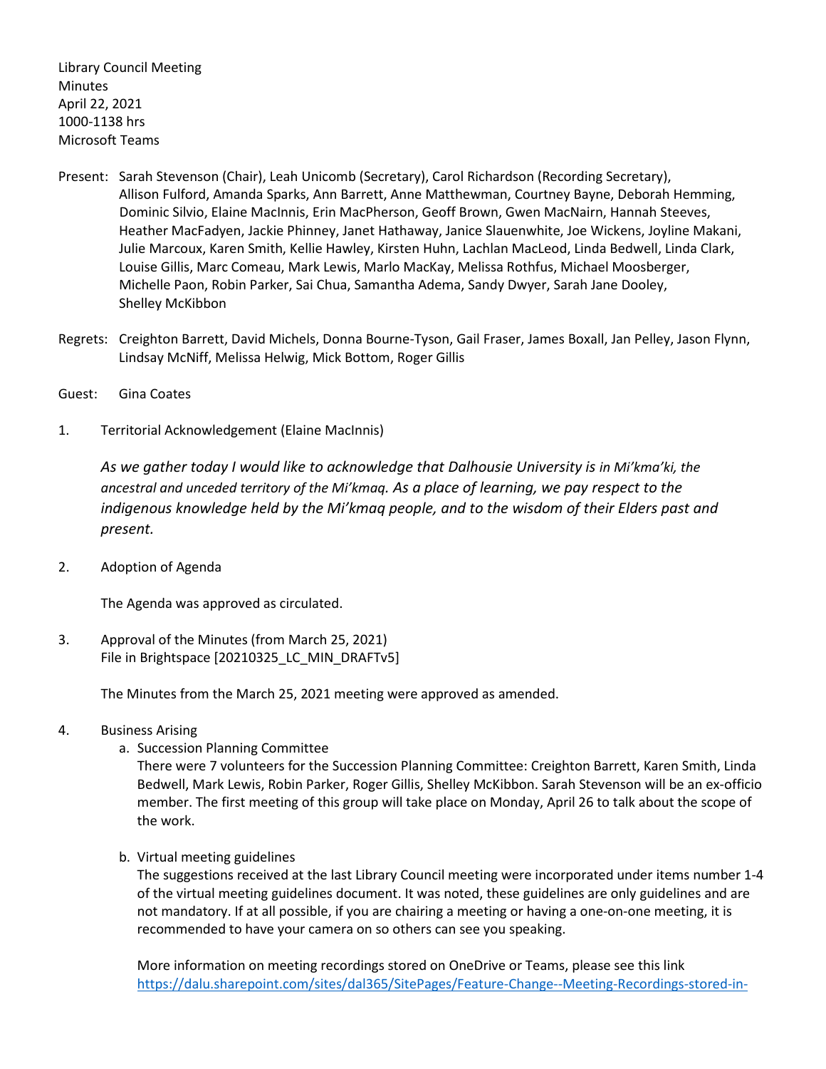Library Council Meeting
Minutes
April 22, 2021
1000-1138 hrs
Microsoft Teams

Present: Sarah Stevenson (Chair), Leah Unicomb (Secretary), Carol Richardson (Recording Secretary), Allison Fulford, Amanda Sparks, Ann Barrett, Anne Matthewman, Courtney Bayne, Deborah Hemming, Dominic Silvio, Elaine MacInnis, Erin MacPherson, Geoff Brown, Gwen MacNairn, Hannah Steeves, Heather MacFadyen, Jackie Phinney, Janet Hathaway, Janice Slauenwhite, Joe Wickens, Joyline Makani, Julie Marcoux, Karen Smith, Kellie Hawley, Kirsten Huhn, Lachlan MacLeod, Linda Bedwell, Linda Clark, Louise Gillis, Marc Comeau, Mark Lewis, Marlo MacKay, Melissa Rothfus, Michael Moosberger, Michelle Paon, Robin Parker, Sai Chua, Samantha Adema, Sandy Dwyer, Sarah Jane Dooley, Shelley McKibbon

Regrets: Creighton Barrett, David Michels, Donna Bourne-Tyson, Gail Fraser, James Boxall, Jan Pelley, Jason Flynn, Lindsay McNiff, Melissa Helwig, Mick Bottom, Roger Gillis

Guest: Gina Coates

1. Territorial Acknowledgement (Elaine MacInnis)

   *As we gather today I would like to acknowledge that Dalhousie University is in Mi'kma'ki, the ancestral and unceded territory of the Mi'kmaq. As a place of learning, we pay respect to the indigenous knowledge held by the Mi'kmaq people, and to the wisdom of their Elders past and present.*

2. Adoption of Agenda

   The Agenda was approved as circulated.

3. Approval of the Minutes (from March 25, 2021)
   File in Brightspace [20210325_LC_MIN_DRAFTv5]

   The Minutes from the March 25, 2021 meeting were approved as amended.

4. Business Arising

   a. Succession Planning Committee
      There were 7 volunteers for the Succession Planning Committee: Creighton Barrett, Karen Smith, Linda Bedwell, Mark Lewis, Robin Parker, Roger Gillis, Shelley McKibbon. Sarah Stevenson will be an ex-officio member. The first meeting of this group will take place on Monday, April 26 to talk about the scope of the work.

   b. Virtual meeting guidelines
      The suggestions received at the last Library Council meeting were incorporated under items number 1-4 of the virtual meeting guidelines document. It was noted, these guidelines are only guidelines and are not mandatory. If at all possible, if you are chairing a meeting or having a one-on-one meeting, it is recommended to have your camera on so others can see you speaking.

      More information on meeting recordings stored on OneDrive or Teams, please see this link https://dalu.sharepoint.com/sites/dal365/SitePages/Feature-Change--Meeting-Recordings-stored-in-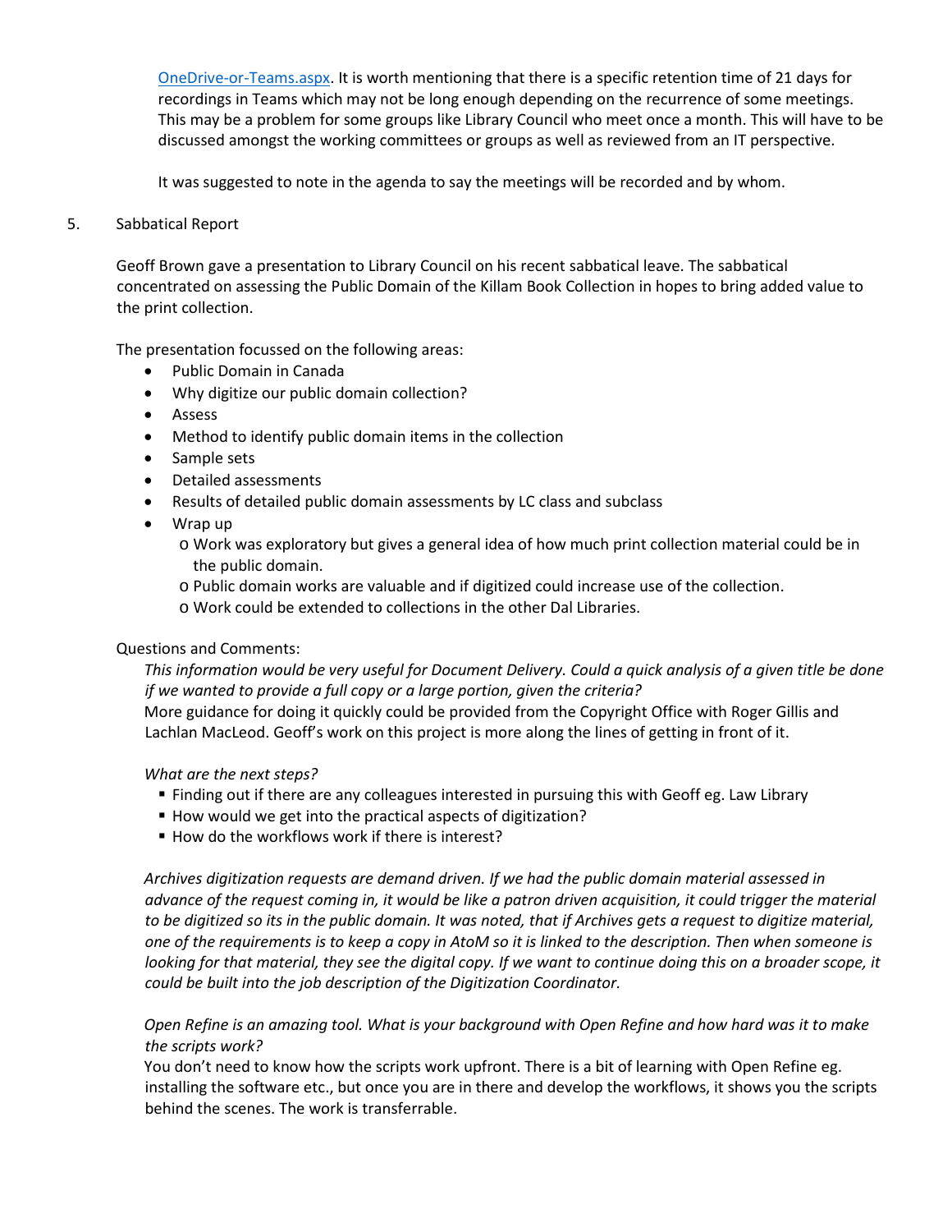OneDrive-or-Teams.aspx. It is worth mentioning that there is a specific retention time of 21 days for recordings in Teams which may not be long enough depending on the recurrence of some meetings. This may be a problem for some groups like Library Council who meet once a month. This will have to be discussed amongst the working committees or groups as well as reviewed from an IT perspective.

It was suggested to note in the agenda to say the meetings will be recorded and by whom.

5. Sabbatical Report

Geoff Brown gave a presentation to Library Council on his recent sabbatical leave. The sabbatical concentrated on assessing the Public Domain of the Killam Book Collection in hopes to bring added value to the print collection.

The presentation focussed on the following areas:

- Public Domain in Canada
- Why digitize our public domain collection?
- Assess
- Method to identify public domain items in the collection
- Sample sets
- Detailed assessments
- Results of detailed public domain assessments by LC class and subclass
- Wrap up
  - Work was exploratory but gives a general idea of how much print collection material could be in the public domain.
  - Public domain works are valuable and if digitized could increase use of the collection.
  - Work could be extended to collections in the other Dal Libraries.

Questions and Comments:

*This information would be very useful for Document Delivery. Could a quick analysis of a given title be done if we wanted to provide a full copy or a large portion, given the criteria?*
More guidance for doing it quickly could be provided from the Copyright Office with Roger Gillis and Lachlan MacLeod. Geoff's work on this project is more along the lines of getting in front of it.

*What are the next steps?*

- Finding out if there are any colleagues interested in pursuing this with Geoff eg. Law Library
- How would we get into the practical aspects of digitization?
- How do the workflows work if there is interest?

*Archives digitization requests are demand driven. If we had the public domain material assessed in advance of the request coming in, it would be like a patron driven acquisition, it could trigger the material to be digitized so its in the public domain. It was noted, that if Archives gets a request to digitize material, one of the requirements is to keep a copy in AtoM so it is linked to the description. Then when someone is looking for that material, they see the digital copy. If we want to continue doing this on a broader scope, it could be built into the job description of the Digitization Coordinator.*

*Open Refine is an amazing tool. What is your background with Open Refine and how hard was it to make the scripts work?*
You don't need to know how the scripts work upfront. There is a bit of learning with Open Refine eg. installing the software etc., but once you are in there and develop the workflows, it shows you the scripts behind the scenes. The work is transferrable.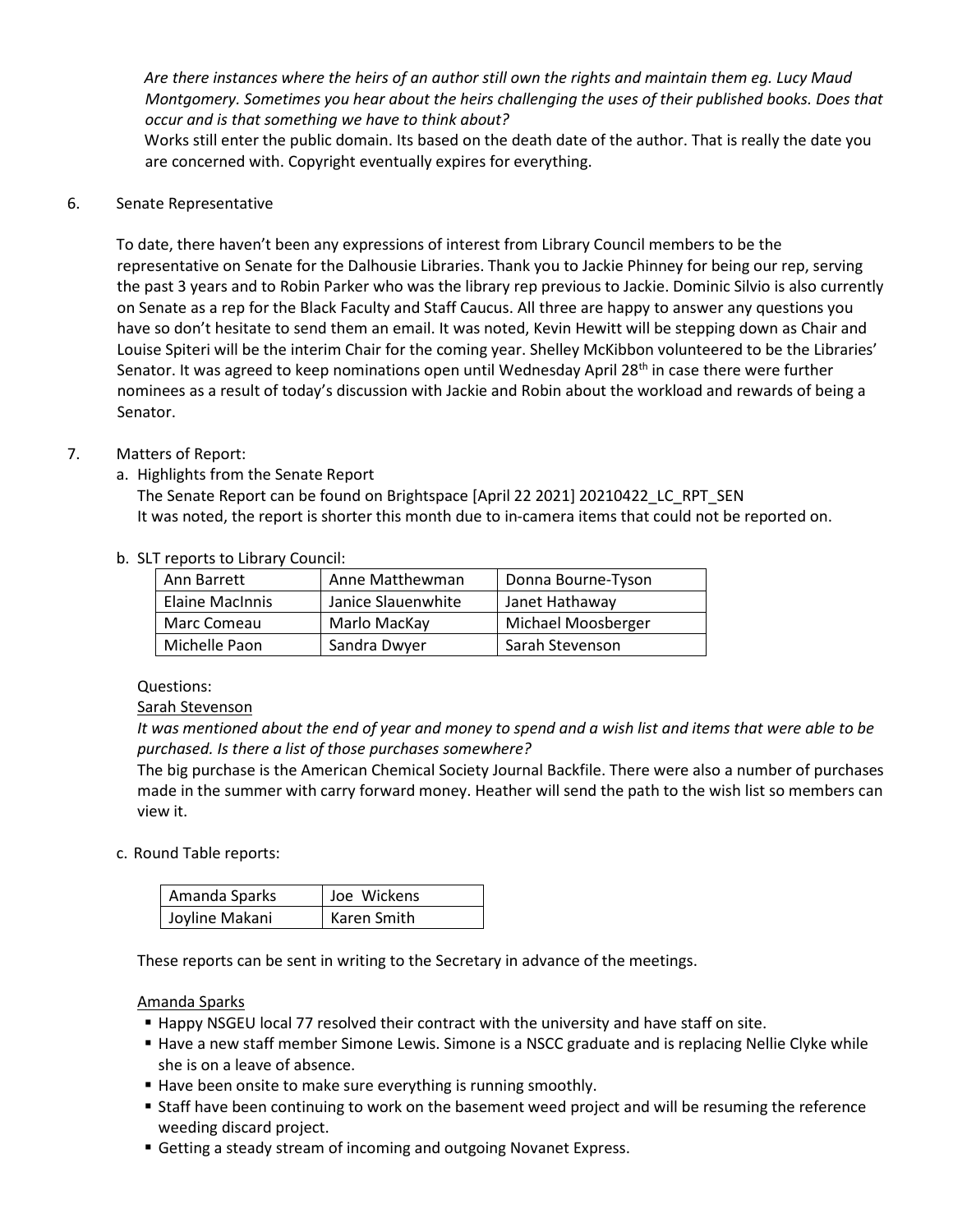*Are there instances where the heirs of an author still own the rights and maintain them eg. Lucy Maud Montgomery. Sometimes you hear about the heirs challenging the uses of their published books. Does that occur and is that something we have to think about?*

Works still enter the public domain. Its based on the death date of the author. That is really the date you are concerned with. Copyright eventually expires for everything.

6. Senate Representative

To date, there haven't been any expressions of interest from Library Council members to be the representative on Senate for the Dalhousie Libraries. Thank you to Jackie Phinney for being our rep, serving the past 3 years and to Robin Parker who was the library rep previous to Jackie. Dominic Silvio is also currently on Senate as a rep for the Black Faculty and Staff Caucus. All three are happy to answer any questions you have so don't hesitate to send them an email. It was noted, Kevin Hewitt will be stepping down as Chair and Louise Spiteri will be the interim Chair for the coming year. Shelley McKibbon volunteered to be the Libraries' Senator. It was agreed to keep nominations open until Wednesday April 28th in case there were further nominees as a result of today's discussion with Jackie and Robin about the workload and rewards of being a Senator.

7. Matters of Report:

a. Highlights from the Senate Report

The Senate Report can be found on Brightspace [April 22 2021] 20210422_LC_RPT_SEN

It was noted, the report is shorter this month due to in-camera items that could not be reported on.

b. SLT reports to Library Council:

| | | |
|---|---|---|
| Ann Barrett | Anne Matthewman | Donna Bourne-Tyson |
| Elaine MacInnis | Janice Slauenwhite | Janet Hathaway |
| Marc Comeau | Marlo MacKay | Michael Moosberger |
| Michelle Paon | Sandra Dwyer | Sarah Stevenson |

Questions:

<u>Sarah Stevenson</u>

*It was mentioned about the end of year and money to spend and a wish list and items that were able to be purchased. Is there a list of those purchases somewhere?*

The big purchase is the American Chemical Society Journal Backfile. There were also a number of purchases made in the summer with carry forward money. Heather will send the path to the wish list so members can view it.

c. Round Table reports:

| | |
|---|---|
| Amanda Sparks | Joe Wickens |
| Joyline Makani | Karen Smith |

These reports can be sent in writing to the Secretary in advance of the meetings.

<u>Amanda Sparks</u>

- Happy NSGEU local 77 resolved their contract with the university and have staff on site.
- Have a new staff member Simone Lewis. Simone is a NSCC graduate and is replacing Nellie Clyke while she is on a leave of absence.
- Have been onsite to make sure everything is running smoothly.
- Staff have been continuing to work on the basement weed project and will be resuming the reference weeding discard project.
- Getting a steady stream of incoming and outgoing Novanet Express.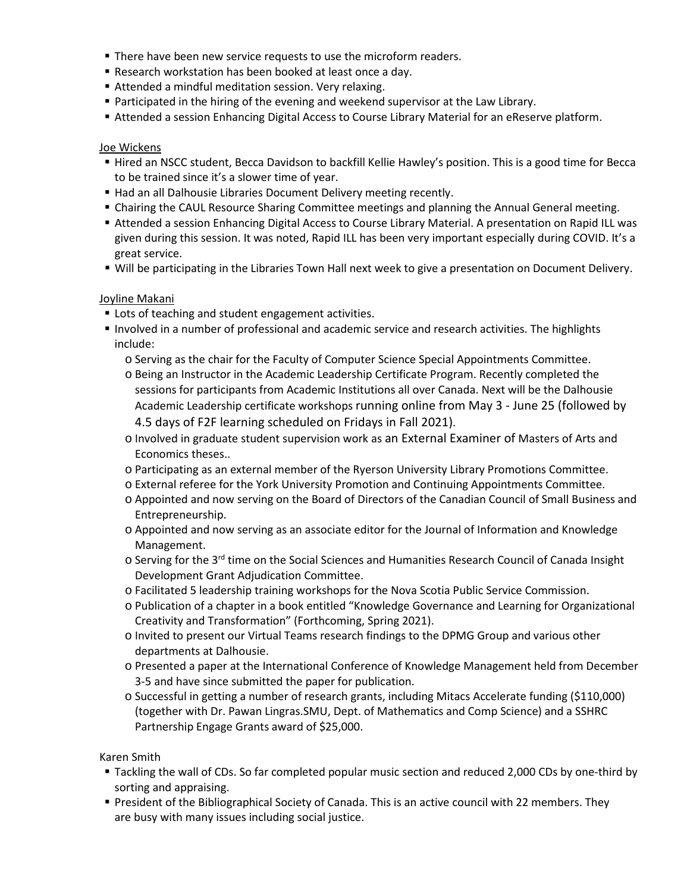- There have been new service requests to use the microform readers.
- Research workstation has been booked at least once a day.
- Attended a mindful meditation session. Very relaxing.
- Participated in the hiring of the evening and weekend supervisor at the Law Library.
- Attended a session Enhancing Digital Access to Course Library Material for an eReserve platform.

Joe Wickens

- Hired an NSCC student, Becca Davidson to backfill Kellie Hawley's position. This is a good time for Becca to be trained since it's a slower time of year.
- Had an all Dalhousie Libraries Document Delivery meeting recently.
- Chairing the CAUL Resource Sharing Committee meetings and planning the Annual General meeting.
- Attended a session Enhancing Digital Access to Course Library Material. A presentation on Rapid ILL was given during this session. It was noted, Rapid ILL has been very important especially during COVID. It's a great service.
- Will be participating in the Libraries Town Hall next week to give a presentation on Document Delivery.

Joyline Makani

- Lots of teaching and student engagement activities.
- Involved in a number of professional and academic service and research activities. The highlights include:
  - Serving as the chair for the Faculty of Computer Science Special Appointments Committee.
  - Being an Instructor in the Academic Leadership Certificate Program. Recently completed the sessions for participants from Academic Institutions all over Canada. Next will be the Dalhousie Academic Leadership certificate workshops running online from May 3 - June 25 (followed by 4.5 days of F2F learning scheduled on Fridays in Fall 2021).
  - Involved in graduate student supervision work as an External Examiner of Masters of Arts and Economics theses..
  - Participating as an external member of the Ryerson University Library Promotions Committee.
  - External referee for the York University Promotion and Continuing Appointments Committee.
  - Appointed and now serving on the Board of Directors of the Canadian Council of Small Business and Entrepreneurship.
  - Appointed and now serving as an associate editor for the Journal of Information and Knowledge Management.
  - Serving for the 3rd time on the Social Sciences and Humanities Research Council of Canada Insight Development Grant Adjudication Committee.
  - Facilitated 5 leadership training workshops for the Nova Scotia Public Service Commission.
  - Publication of a chapter in a book entitled "Knowledge Governance and Learning for Organizational Creativity and Transformation" (Forthcoming, Spring 2021).
  - Invited to present our Virtual Teams research findings to the DPMG Group and various other departments at Dalhousie.
  - Presented a paper at the International Conference of Knowledge Management held from December 3-5 and have since submitted the paper for publication.
  - Successful in getting a number of research grants, including Mitacs Accelerate funding ($110,000) (together with Dr. Pawan Lingras.SMU, Dept. of Mathematics and Comp Science) and a SSHRC Partnership Engage Grants award of $25,000.

Karen Smith

- Tackling the wall of CDs. So far completed popular music section and reduced 2,000 CDs by one-third by sorting and appraising.
- President of the Bibliographical Society of Canada. This is an active council with 22 members. They are busy with many issues including social justice.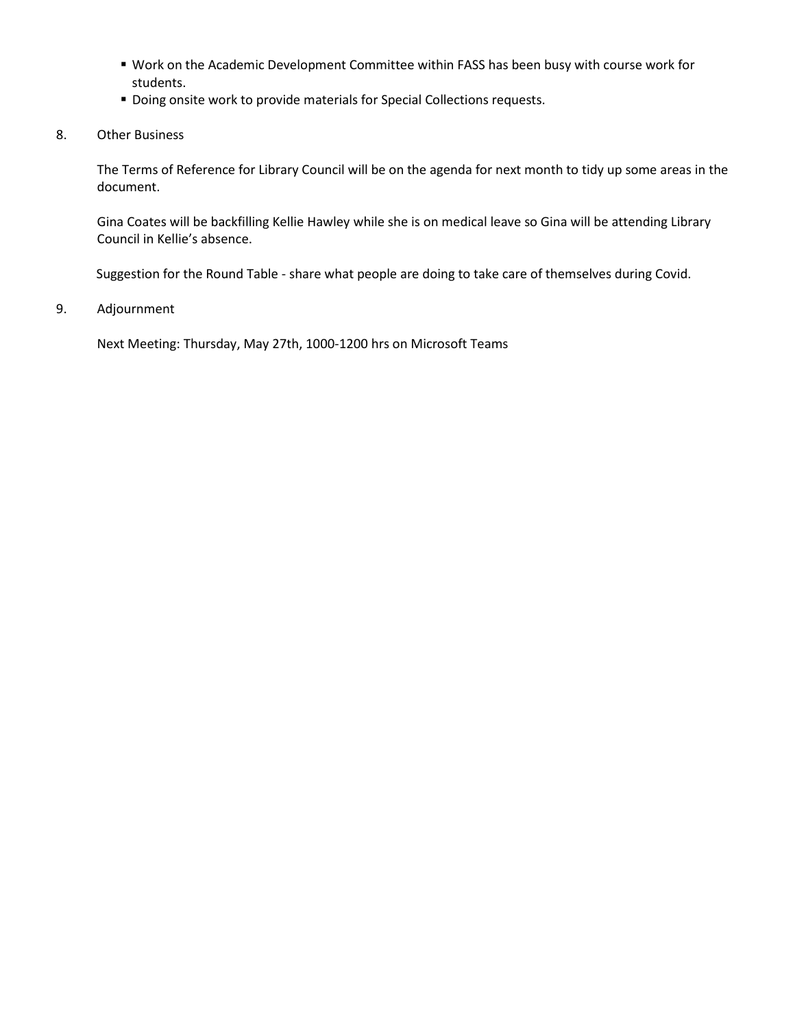- Work on the Academic Development Committee within FASS has been busy with course work for students.
- Doing onsite work to provide materials for Special Collections requests.

8. Other Business

The Terms of Reference for Library Council will be on the agenda for next month to tidy up some areas in the document.

Gina Coates will be backfilling Kellie Hawley while she is on medical leave so Gina will be attending Library Council in Kellie's absence.

Suggestion for the Round Table - share what people are doing to take care of themselves during Covid.

9. Adjournment

Next Meeting: Thursday, May 27th, 1000-1200 hrs on Microsoft Teams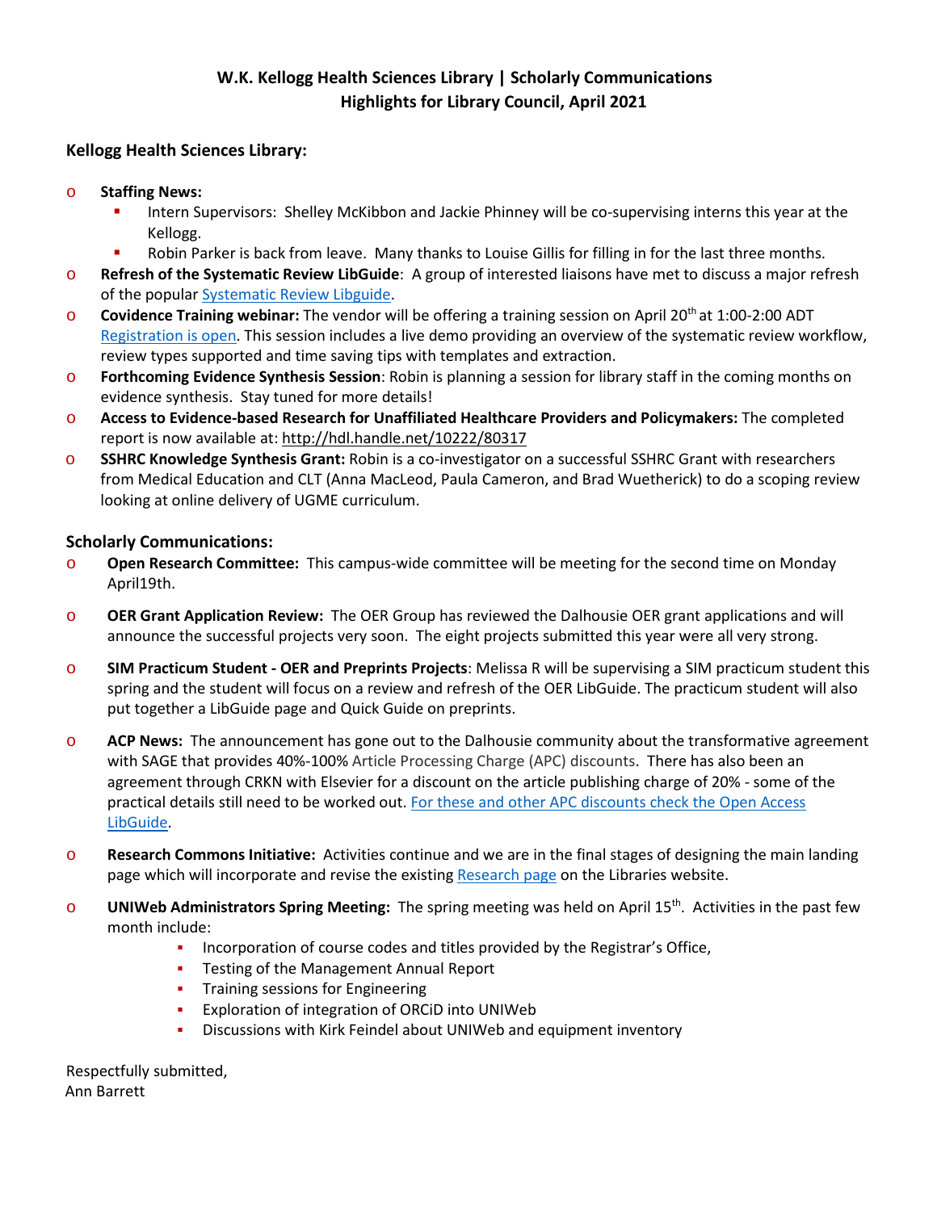# W.K. Kellogg Health Sciences Library | Scholarly Communications
## Highlights for Library Council, April 2021

### Kellogg Health Sciences Library:

- **Staffing News:**
  - Intern Supervisors: Shelley McKibbon and Jackie Phinney will be co-supervising interns this year at the Kellogg.
  - Robin Parker is back from leave. Many thanks to Louise Gillis for filling in for the last three months.
- **Refresh of the Systematic Review LibGuide**: A group of interested liaisons have met to discuss a major refresh of the popular Systematic Review Libguide.
- **Covidence Training webinar:** The vendor will be offering a training session on April 20th at 1:00-2:00 ADT Registration is open. This session includes a live demo providing an overview of the systematic review workflow, review types supported and time saving tips with templates and extraction.
- **Forthcoming Evidence Synthesis Session**: Robin is planning a session for library staff in the coming months on evidence synthesis. Stay tuned for more details!
- **Access to Evidence-based Research for Unaffiliated Healthcare Providers and Policymakers:** The completed report is now available at: http://hdl.handle.net/10222/80317
- **SSHRC Knowledge Synthesis Grant:** Robin is a co-investigator on a successful SSHRC Grant with researchers from Medical Education and CLT (Anna MacLeod, Paula Cameron, and Brad Wuetherick) to do a scoping review looking at online delivery of UGME curriculum.

### Scholarly Communications:

- **Open Research Committee:** This campus-wide committee will be meeting for the second time on Monday April19th.
- **OER Grant Application Review:** The OER Group has reviewed the Dalhousie OER grant applications and will announce the successful projects very soon. The eight projects submitted this year were all very strong.
- **SIM Practicum Student - OER and Preprints Projects**: Melissa R will be supervising a SIM practicum student this spring and the student will focus on a review and refresh of the OER LibGuide. The practicum student will also put together a LibGuide page and Quick Guide on preprints.
- **ACP News:** The announcement has gone out to the Dalhousie community about the transformative agreement with SAGE that provides 40%-100% Article Processing Charge (APC) discounts. There has also been an agreement through CRKN with Elsevier for a discount on the article publishing charge of 20% - some of the practical details still need to be worked out. For these and other APC discounts check the Open Access LibGuide.
- **Research Commons Initiative:** Activities continue and we are in the final stages of designing the main landing page which will incorporate and revise the existing Research page on the Libraries website.
- **UNIWeb Administrators Spring Meeting:** The spring meeting was held on April 15th. Activities in the past few month include:
  - Incorporation of course codes and titles provided by the Registrar's Office,
  - Testing of the Management Annual Report
  - Training sessions for Engineering
  - Exploration of integration of ORCiD into UNIWeb
  - Discussions with Kirk Feindel about UNIWeb and equipment inventory

Respectfully submitted,
Ann Barrett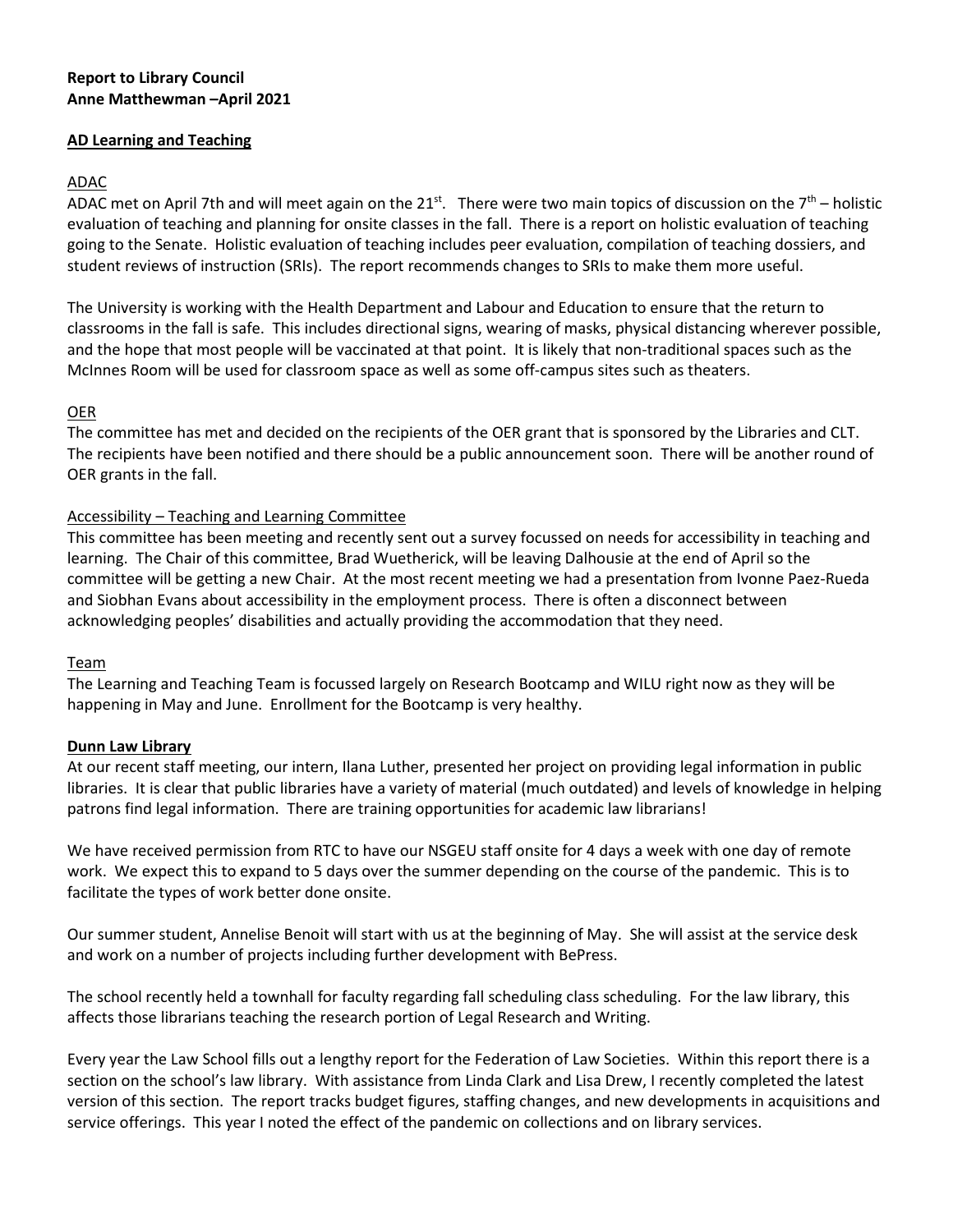**Report to Library Council**
**Anne Matthewman –April 2021**

**AD Learning and Teaching**

ADAC

ADAC met on April 7th and will meet again on the 21st. There were two main topics of discussion on the 7th – holistic evaluation of teaching and planning for onsite classes in the fall. There is a report on holistic evaluation of teaching going to the Senate. Holistic evaluation of teaching includes peer evaluation, compilation of teaching dossiers, and student reviews of instruction (SRIs). The report recommends changes to SRIs to make them more useful.

The University is working with the Health Department and Labour and Education to ensure that the return to classrooms in the fall is safe. This includes directional signs, wearing of masks, physical distancing wherever possible, and the hope that most people will be vaccinated at that point. It is likely that non-traditional spaces such as the McInnes Room will be used for classroom space as well as some off-campus sites such as theaters.

OER

The committee has met and decided on the recipients of the OER grant that is sponsored by the Libraries and CLT. The recipients have been notified and there should be a public announcement soon. There will be another round of OER grants in the fall.

Accessibility – Teaching and Learning Committee

This committee has been meeting and recently sent out a survey focussed on needs for accessibility in teaching and learning. The Chair of this committee, Brad Wuetherick, will be leaving Dalhousie at the end of April so the committee will be getting a new Chair. At the most recent meeting we had a presentation from Ivonne Paez-Rueda and Siobhan Evans about accessibility in the employment process. There is often a disconnect between acknowledging peoples' disabilities and actually providing the accommodation that they need.

Team

The Learning and Teaching Team is focussed largely on Research Bootcamp and WILU right now as they will be happening in May and June. Enrollment for the Bootcamp is very healthy.

**Dunn Law Library**

At our recent staff meeting, our intern, Ilana Luther, presented her project on providing legal information in public libraries. It is clear that public libraries have a variety of material (much outdated) and levels of knowledge in helping patrons find legal information. There are training opportunities for academic law librarians!

We have received permission from RTC to have our NSGEU staff onsite for 4 days a week with one day of remote work. We expect this to expand to 5 days over the summer depending on the course of the pandemic. This is to facilitate the types of work better done onsite.

Our summer student, Annelise Benoit will start with us at the beginning of May. She will assist at the service desk and work on a number of projects including further development with BePress.

The school recently held a townhall for faculty regarding fall scheduling class scheduling. For the law library, this affects those librarians teaching the research portion of Legal Research and Writing.

Every year the Law School fills out a lengthy report for the Federation of Law Societies. Within this report there is a section on the school's law library. With assistance from Linda Clark and Lisa Drew, I recently completed the latest version of this section. The report tracks budget figures, staffing changes, and new developments in acquisitions and service offerings. This year I noted the effect of the pandemic on collections and on library services.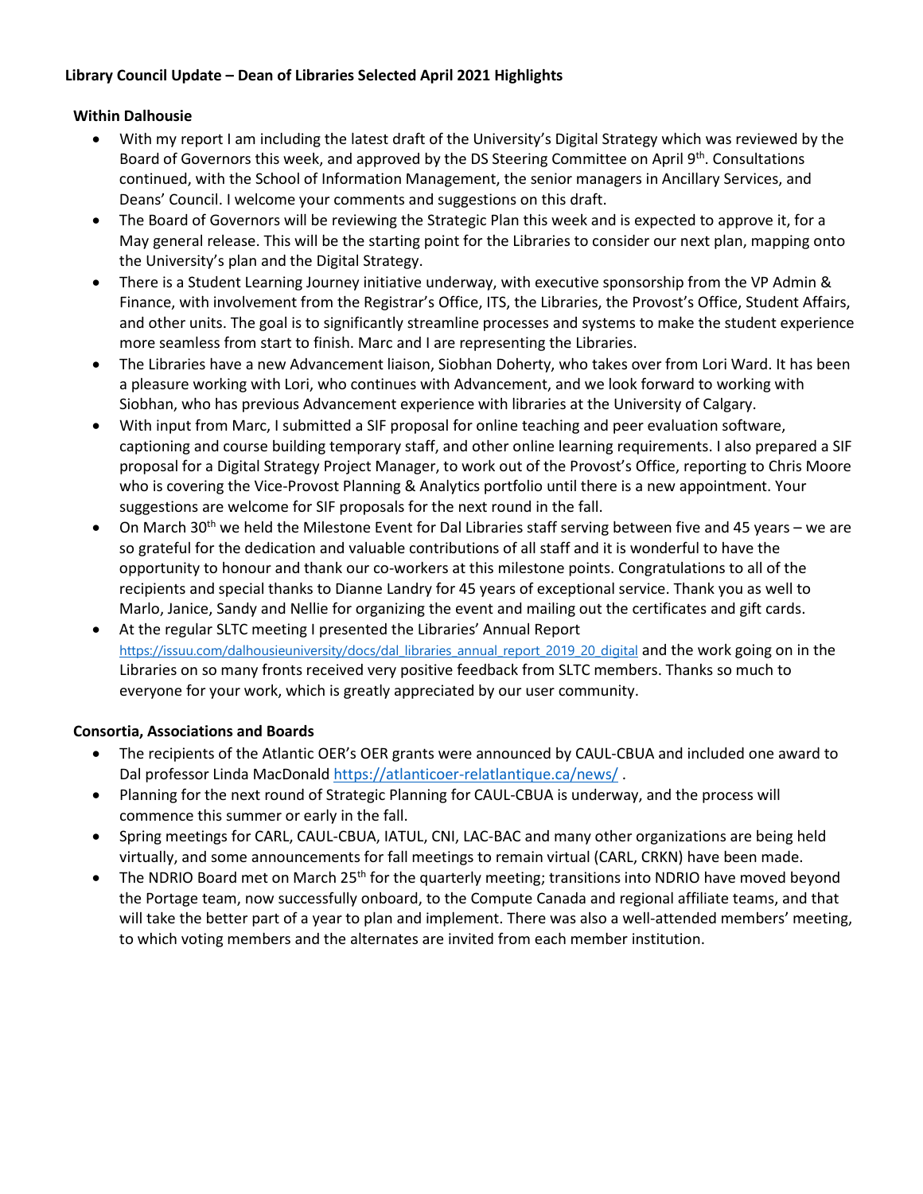**Library Council Update – Dean of Libraries Selected April 2021 Highlights**

**Within Dalhousie**

- With my report I am including the latest draft of the University's Digital Strategy which was reviewed by the Board of Governors this week, and approved by the DS Steering Committee on April 9th. Consultations continued, with the School of Information Management, the senior managers in Ancillary Services, and Deans' Council. I welcome your comments and suggestions on this draft.
- The Board of Governors will be reviewing the Strategic Plan this week and is expected to approve it, for a May general release. This will be the starting point for the Libraries to consider our next plan, mapping onto the University's plan and the Digital Strategy.
- There is a Student Learning Journey initiative underway, with executive sponsorship from the VP Admin & Finance, with involvement from the Registrar's Office, ITS, the Libraries, the Provost's Office, Student Affairs, and other units. The goal is to significantly streamline processes and systems to make the student experience more seamless from start to finish. Marc and I are representing the Libraries.
- The Libraries have a new Advancement liaison, Siobhan Doherty, who takes over from Lori Ward. It has been a pleasure working with Lori, who continues with Advancement, and we look forward to working with Siobhan, who has previous Advancement experience with libraries at the University of Calgary.
- With input from Marc, I submitted a SIF proposal for online teaching and peer evaluation software, captioning and course building temporary staff, and other online learning requirements. I also prepared a SIF proposal for a Digital Strategy Project Manager, to work out of the Provost's Office, reporting to Chris Moore who is covering the Vice-Provost Planning & Analytics portfolio until there is a new appointment. Your suggestions are welcome for SIF proposals for the next round in the fall.
- On March 30th we held the Milestone Event for Dal Libraries staff serving between five and 45 years – we are so grateful for the dedication and valuable contributions of all staff and it is wonderful to have the opportunity to honour and thank our co-workers at this milestone points. Congratulations to all of the recipients and special thanks to Dianne Landry for 45 years of exceptional service. Thank you as well to Marlo, Janice, Sandy and Nellie for organizing the event and mailing out the certificates and gift cards.
- At the regular SLTC meeting I presented the Libraries' Annual Report https://issuu.com/dalhousieuniversity/docs/dal_libraries_annual_report_2019_20_digital and the work going on in the Libraries on so many fronts received very positive feedback from SLTC members. Thanks so much to everyone for your work, which is greatly appreciated by our user community.

**Consortia, Associations and Boards**

- The recipients of the Atlantic OER's OER grants were announced by CAUL-CBUA and included one award to Dal professor Linda MacDonald https://atlanticoer-relatlantique.ca/news/ .
- Planning for the next round of Strategic Planning for CAUL-CBUA is underway, and the process will commence this summer or early in the fall.
- Spring meetings for CARL, CAUL-CBUA, IATUL, CNI, LAC-BAC and many other organizations are being held virtually, and some announcements for fall meetings to remain virtual (CARL, CRKN) have been made.
- The NDRIO Board met on March 25th for the quarterly meeting; transitions into NDRIO have moved beyond the Portage team, now successfully onboard, to the Compute Canada and regional affiliate teams, and that will take the better part of a year to plan and implement. There was also a well-attended members' meeting, to which voting members and the alternates are invited from each member institution.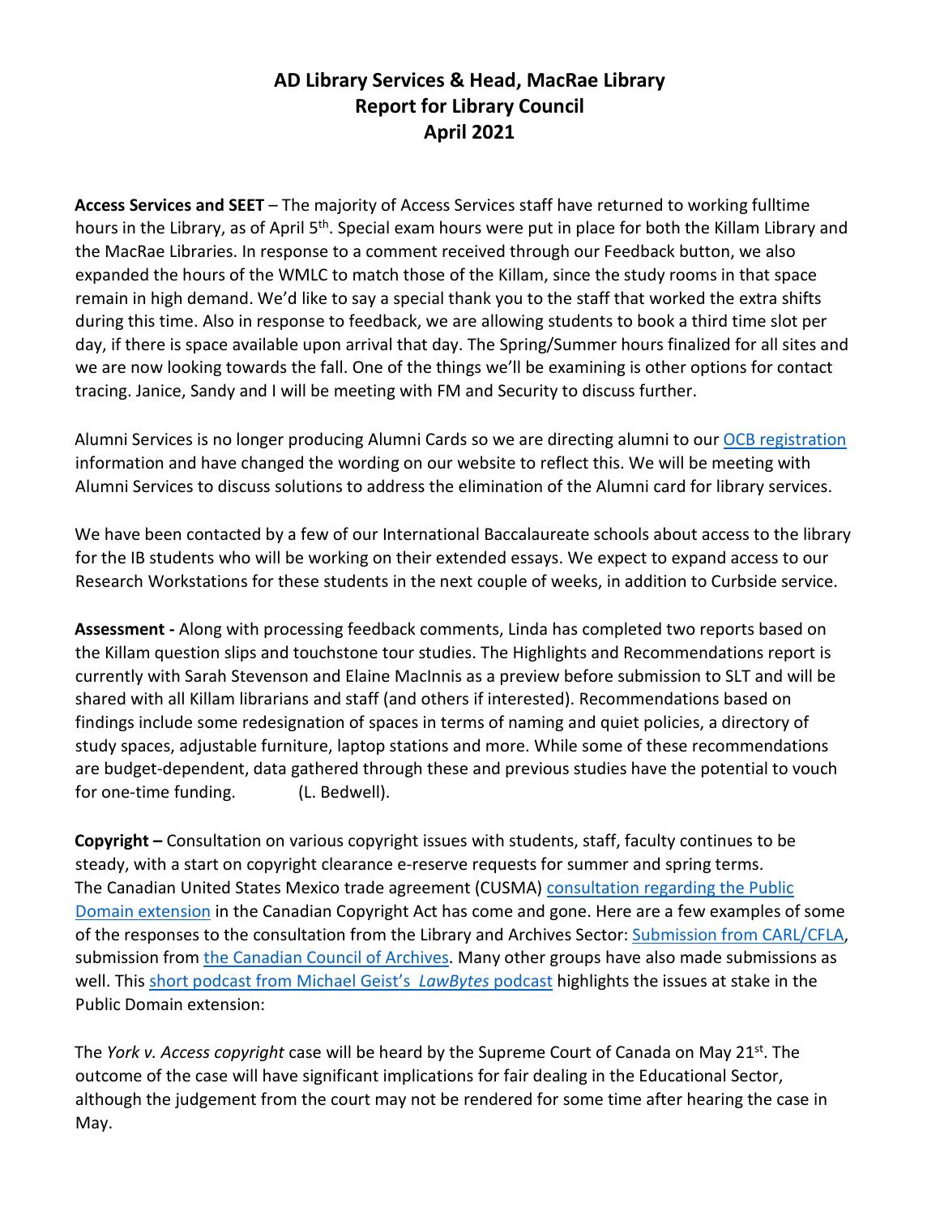# AD Library Services & Head, MacRae Library
# Report for Library Council
# April 2021

**Access Services and SEET** – The majority of Access Services staff have returned to working fulltime hours in the Library, as of April 5th. Special exam hours were put in place for both the Killam Library and the MacRae Libraries. In response to a comment received through our Feedback button, we also expanded the hours of the WMLC to match those of the Killam, since the study rooms in that space remain in high demand. We'd like to say a special thank you to the staff that worked the extra shifts during this time. Also in response to feedback, we are allowing students to book a third time slot per day, if there is space available upon arrival that day. The Spring/Summer hours finalized for all sites and we are now looking towards the fall. One of the things we'll be examining is other options for contact tracing. Janice, Sandy and I will be meeting with FM and Security to discuss further.

Alumni Services is no longer producing Alumni Cards so we are directing alumni to our [OCB registration](#) information and have changed the wording on our website to reflect this. We will be meeting with Alumni Services to discuss solutions to address the elimination of the Alumni card for library services.

We have been contacted by a few of our International Baccalaureate schools about access to the library for the IB students who will be working on their extended essays. We expect to expand access to our Research Workstations for these students in the next couple of weeks, in addition to Curbside service.

**Assessment -** Along with processing feedback comments, Linda has completed two reports based on the Killam question slips and touchstone tour studies. The Highlights and Recommendations report is currently with Sarah Stevenson and Elaine MacInnis as a preview before submission to SLT and will be shared with all Killam librarians and staff (and others if interested). Recommendations based on findings include some redesignation of spaces in terms of naming and quiet policies, a directory of study spaces, adjustable furniture, laptop stations and more. While some of these recommendations are budget-dependent, data gathered through these and previous studies have the potential to vouch for one-time funding. (L. Bedwell).

**Copyright –** Consultation on various copyright issues with students, staff, faculty continues to be steady, with a start on copyright clearance e-reserve requests for summer and spring terms. The Canadian United States Mexico trade agreement (CUSMA) [consultation regarding the Public Domain extension](#) in the Canadian Copyright Act has come and gone. Here are a few examples of some of the responses to the consultation from the Library and Archives Sector: [Submission from CARL/CFLA](#), submission from [the Canadian Council of Archives](#). Many other groups have also made submissions as well. This [short podcast from Michael Geist's *LawBytes* podcast](#) highlights the issues at stake in the Public Domain extension:

The *York v. Access copyright* case will be heard by the Supreme Court of Canada on May 21st. The outcome of the case will have significant implications for fair dealing in the Educational Sector, although the judgement from the court may not be rendered for some time after hearing the case in May.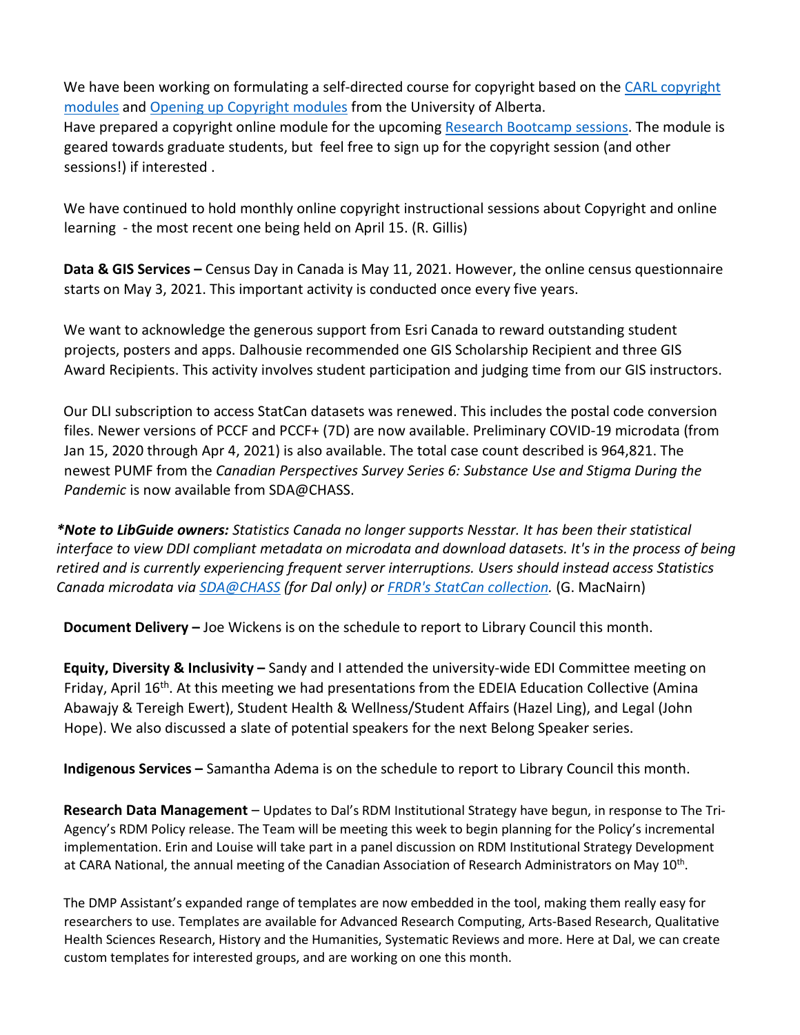We have been working on formulating a self-directed course for copyright based on the CARL copyright modules and Opening up Copyright modules from the University of Alberta.
Have prepared a copyright online module for the upcoming Research Bootcamp sessions. The module is geared towards graduate students, but feel free to sign up for the copyright session (and other sessions!) if interested .

We have continued to hold monthly online copyright instructional sessions about Copyright and online learning - the most recent one being held on April 15. (R. Gillis)

**Data & GIS Services –** Census Day in Canada is May 11, 2021. However, the online census questionnaire starts on May 3, 2021. This important activity is conducted once every five years.

We want to acknowledge the generous support from Esri Canada to reward outstanding student projects, posters and apps. Dalhousie recommended one GIS Scholarship Recipient and three GIS Award Recipients. This activity involves student participation and judging time from our GIS instructors.

Our DLI subscription to access StatCan datasets was renewed. This includes the postal code conversion files. Newer versions of PCCF and PCCF+ (7D) are now available. Preliminary COVID-19 microdata (from Jan 15, 2020 through Apr 4, 2021) is also available. The total case count described is 964,821. The newest PUMF from the *Canadian Perspectives Survey Series 6: Substance Use and Stigma During the Pandemic* is now available from SDA@CHASS.

***Note to LibGuide owners:** Statistics Canada no longer supports Nesstar. It has been their statistical interface to view DDI compliant metadata on microdata and download datasets. It's in the process of being retired and is currently experiencing frequent server interruptions. Users should instead access Statistics Canada microdata via SDA@CHASS (for Dal only) or FRDR's StatCan collection.* (G. MacNairn)

**Document Delivery –** Joe Wickens is on the schedule to report to Library Council this month.

**Equity, Diversity & Inclusivity –** Sandy and I attended the university-wide EDI Committee meeting on Friday, April 16th. At this meeting we had presentations from the EDEIA Education Collective (Amina Abawajy & Tereigh Ewert), Student Health & Wellness/Student Affairs (Hazel Ling), and Legal (John Hope). We also discussed a slate of potential speakers for the next Belong Speaker series.

**Indigenous Services –** Samantha Adema is on the schedule to report to Library Council this month.

**Research Data Management** – Updates to Dal's RDM Institutional Strategy have begun, in response to The Tri-Agency's RDM Policy release. The Team will be meeting this week to begin planning for the Policy's incremental implementation. Erin and Louise will take part in a panel discussion on RDM Institutional Strategy Development at CARA National, the annual meeting of the Canadian Association of Research Administrators on May 10th.

The DMP Assistant's expanded range of templates are now embedded in the tool, making them really easy for researchers to use. Templates are available for Advanced Research Computing, Arts-Based Research, Qualitative Health Sciences Research, History and the Humanities, Systematic Reviews and more. Here at Dal, we can create custom templates for interested groups, and are working on one this month.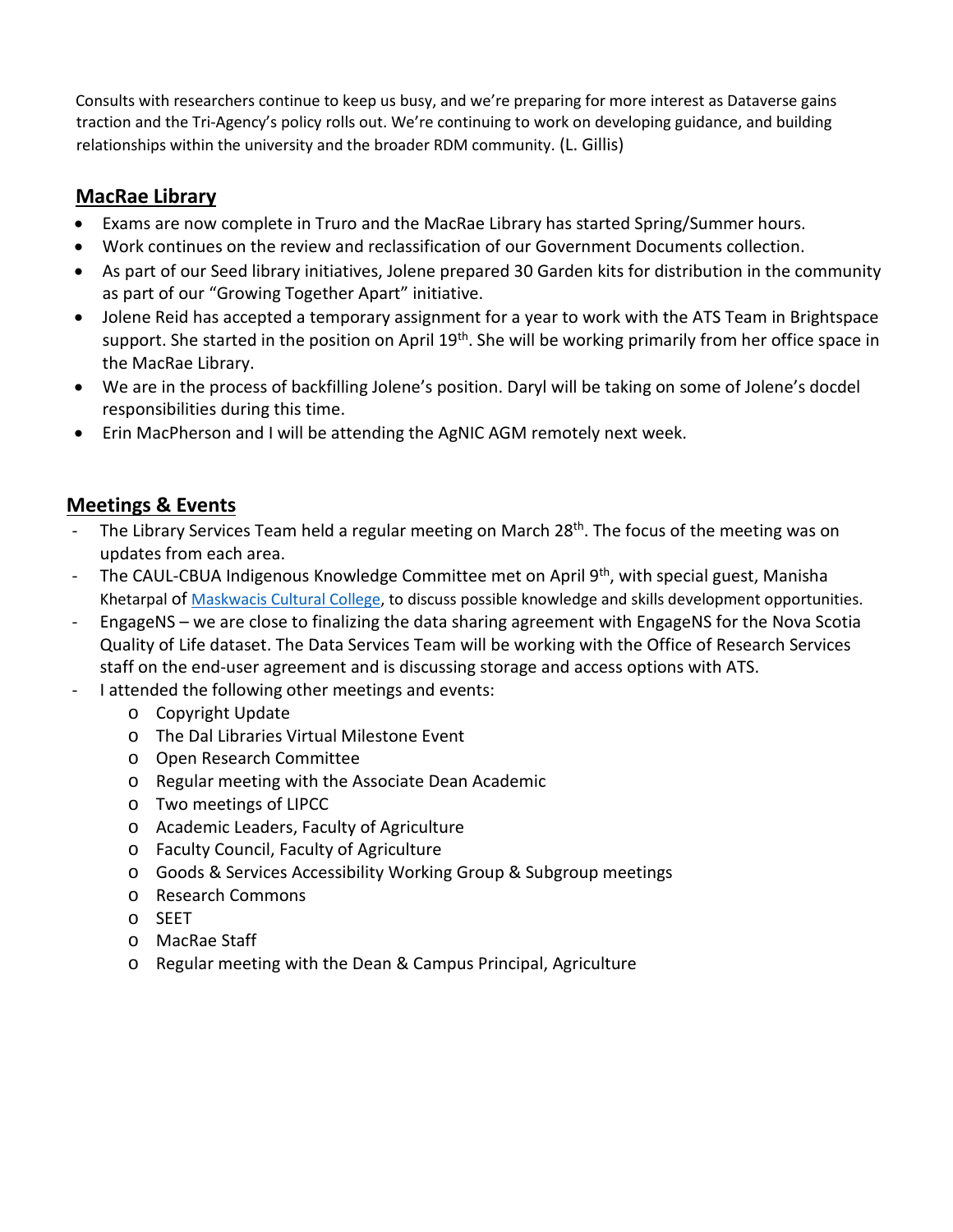Consults with researchers continue to keep us busy, and we're preparing for more interest as Dataverse gains traction and the Tri-Agency's policy rolls out. We're continuing to work on developing guidance, and building relationships within the university and the broader RDM community. (L. Gillis)

## MacRae Library

- Exams are now complete in Truro and the MacRae Library has started Spring/Summer hours.
- Work continues on the review and reclassification of our Government Documents collection.
- As part of our Seed library initiatives, Jolene prepared 30 Garden kits for distribution in the community as part of our "Growing Together Apart" initiative.
- Jolene Reid has accepted a temporary assignment for a year to work with the ATS Team in Brightspace support. She started in the position on April 19th. She will be working primarily from her office space in the MacRae Library.
- We are in the process of backfilling Jolene's position. Daryl will be taking on some of Jolene's docdel responsibilities during this time.
- Erin MacPherson and I will be attending the AgNIC AGM remotely next week.

## Meetings & Events

- The Library Services Team held a regular meeting on March 28th. The focus of the meeting was on updates from each area.
- The CAUL-CBUA Indigenous Knowledge Committee met on April 9th, with special guest, Manisha Khetarpal of Maskwacis Cultural College, to discuss possible knowledge and skills development opportunities.
- EngageNS – we are close to finalizing the data sharing agreement with EngageNS for the Nova Scotia Quality of Life dataset. The Data Services Team will be working with the Office of Research Services staff on the end-user agreement and is discussing storage and access options with ATS.
- I attended the following other meetings and events:
    - Copyright Update
    - The Dal Libraries Virtual Milestone Event
    - Open Research Committee
    - Regular meeting with the Associate Dean Academic
    - Two meetings of LIPCC
    - Academic Leaders, Faculty of Agriculture
    - Faculty Council, Faculty of Agriculture
    - Goods & Services Accessibility Working Group & Subgroup meetings
    - Research Commons
    - SEET
    - MacRae Staff
    - Regular meeting with the Dean & Campus Principal, Agriculture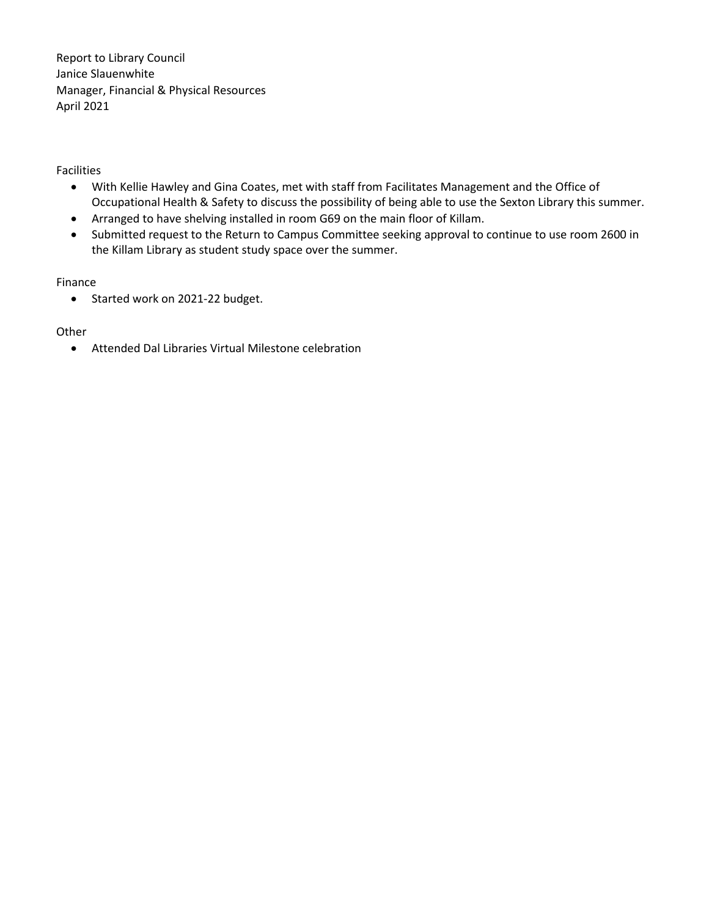Report to Library Council
Janice Slauenwhite
Manager, Financial & Physical Resources
April 2021

Facilities

- With Kellie Hawley and Gina Coates, met with staff from Facilitates Management and the Office of Occupational Health & Safety to discuss the possibility of being able to use the Sexton Library this summer.
- Arranged to have shelving installed in room G69 on the main floor of Killam.
- Submitted request to the Return to Campus Committee seeking approval to continue to use room 2600 in the Killam Library as student study space over the summer.

Finance

- Started work on 2021-22 budget.

Other

- Attended Dal Libraries Virtual Milestone celebration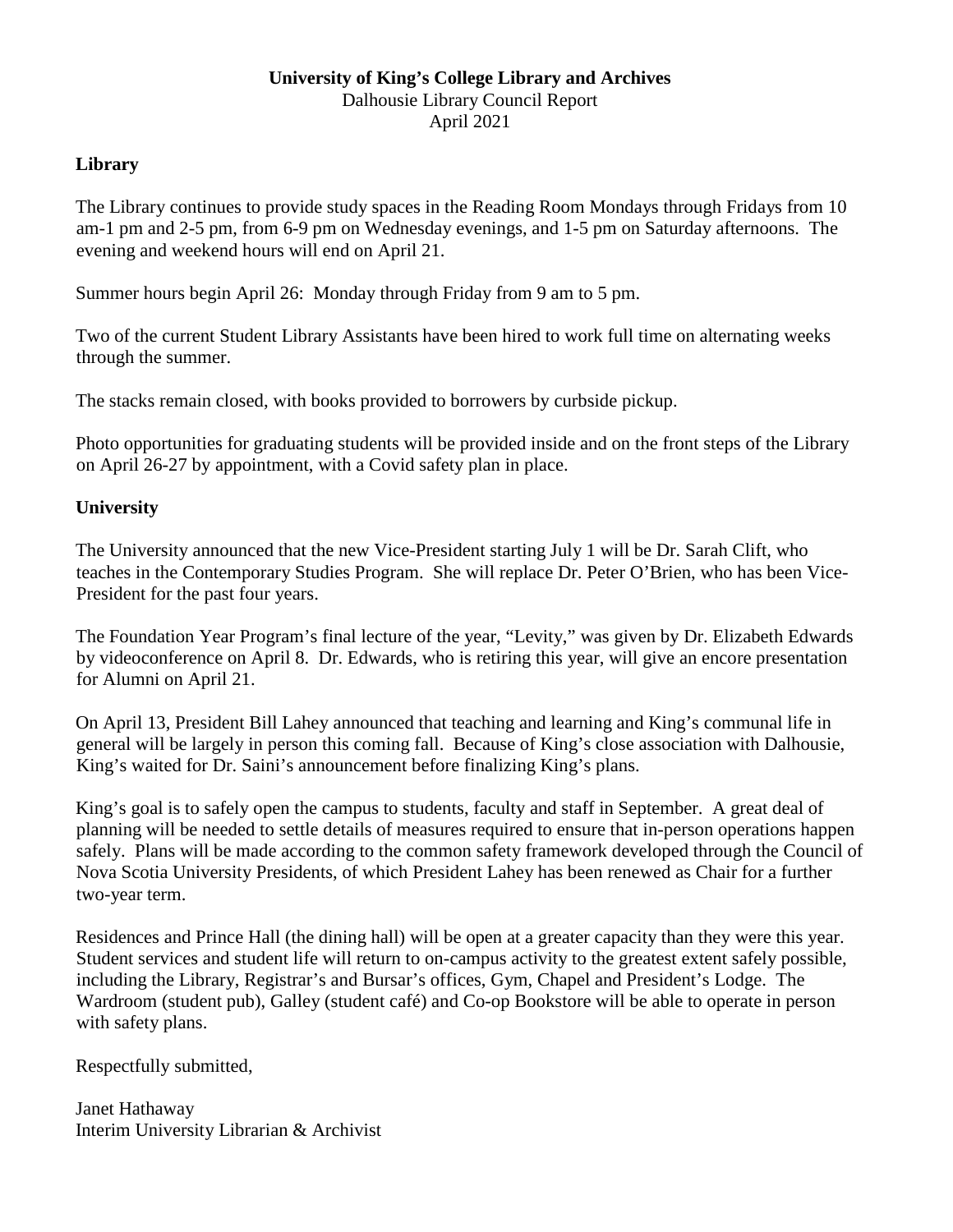**University of King's College Library and Archives**

Dalhousie Library Council Report

April 2021

## Library

The Library continues to provide study spaces in the Reading Room Mondays through Fridays from 10 am-1 pm and 2-5 pm, from 6-9 pm on Wednesday evenings, and 1-5 pm on Saturday afternoons. The evening and weekend hours will end on April 21.

Summer hours begin April 26: Monday through Friday from 9 am to 5 pm.

Two of the current Student Library Assistants have been hired to work full time on alternating weeks through the summer.

The stacks remain closed, with books provided to borrowers by curbside pickup.

Photo opportunities for graduating students will be provided inside and on the front steps of the Library on April 26-27 by appointment, with a Covid safety plan in place.

## University

The University announced that the new Vice-President starting July 1 will be Dr. Sarah Clift, who teaches in the Contemporary Studies Program. She will replace Dr. Peter O'Brien, who has been Vice-President for the past four years.

The Foundation Year Program's final lecture of the year, "Levity," was given by Dr. Elizabeth Edwards by videoconference on April 8. Dr. Edwards, who is retiring this year, will give an encore presentation for Alumni on April 21.

On April 13, President Bill Lahey announced that teaching and learning and King's communal life in general will be largely in person this coming fall. Because of King's close association with Dalhousie, King's waited for Dr. Saini's announcement before finalizing King's plans.

King's goal is to safely open the campus to students, faculty and staff in September. A great deal of planning will be needed to settle details of measures required to ensure that in-person operations happen safely. Plans will be made according to the common safety framework developed through the Council of Nova Scotia University Presidents, of which President Lahey has been renewed as Chair for a further two-year term.

Residences and Prince Hall (the dining hall) will be open at a greater capacity than they were this year. Student services and student life will return to on-campus activity to the greatest extent safely possible, including the Library, Registrar's and Bursar's offices, Gym, Chapel and President's Lodge. The Wardroom (student pub), Galley (student café) and Co-op Bookstore will be able to operate in person with safety plans.

Respectfully submitted,

Janet Hathaway
Interim University Librarian & Archivist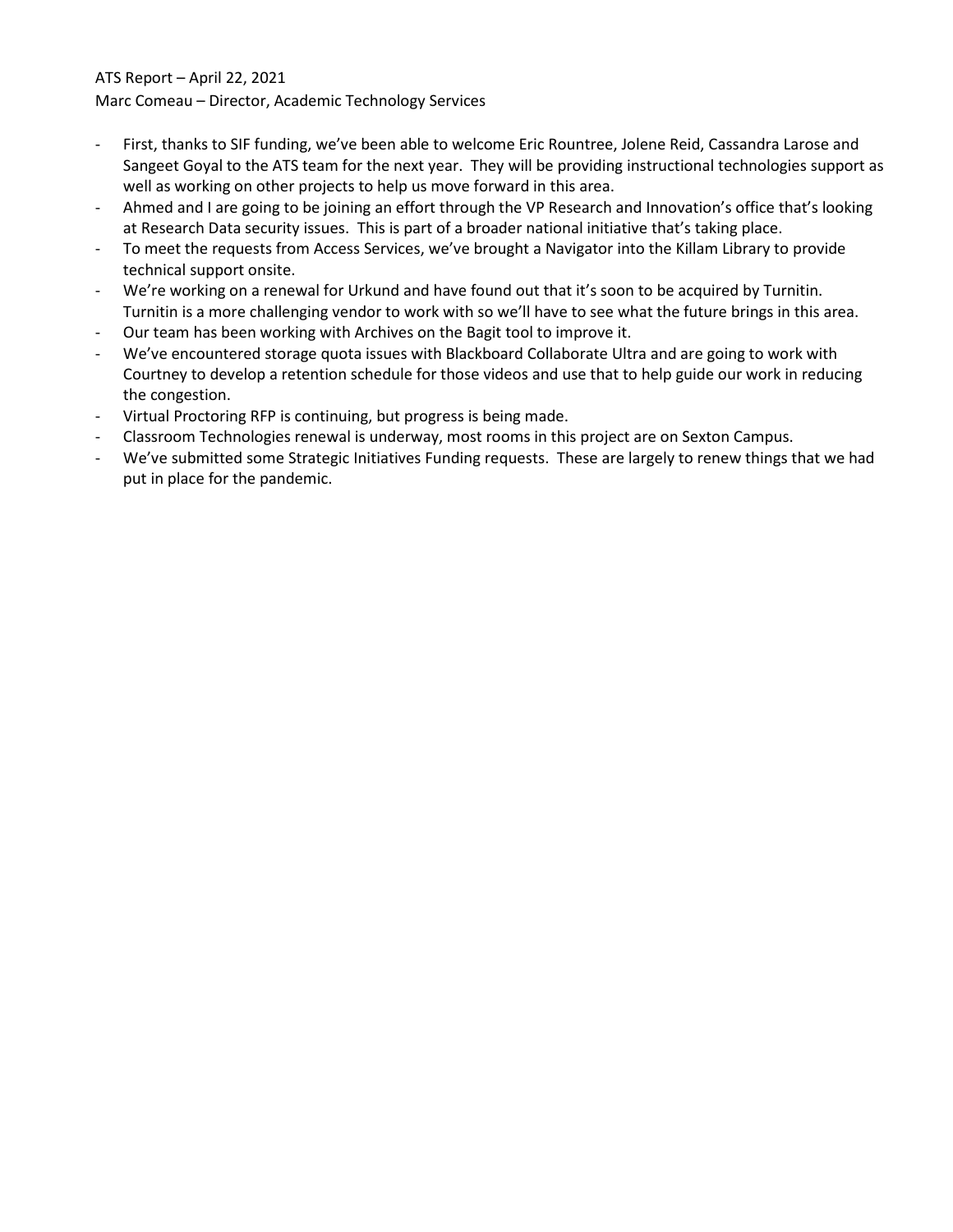ATS Report – April 22, 2021

Marc Comeau – Director, Academic Technology Services

- First, thanks to SIF funding, we've been able to welcome Eric Rountree, Jolene Reid, Cassandra Larose and Sangeet Goyal to the ATS team for the next year. They will be providing instructional technologies support as well as working on other projects to help us move forward in this area.
- Ahmed and I are going to be joining an effort through the VP Research and Innovation's office that's looking at Research Data security issues. This is part of a broader national initiative that's taking place.
- To meet the requests from Access Services, we've brought a Navigator into the Killam Library to provide technical support onsite.
- We're working on a renewal for Urkund and have found out that it's soon to be acquired by Turnitin. Turnitin is a more challenging vendor to work with so we'll have to see what the future brings in this area.
- Our team has been working with Archives on the Bagit tool to improve it.
- We've encountered storage quota issues with Blackboard Collaborate Ultra and are going to work with Courtney to develop a retention schedule for those videos and use that to help guide our work in reducing the congestion.
- Virtual Proctoring RFP is continuing, but progress is being made.
- Classroom Technologies renewal is underway, most rooms in this project are on Sexton Campus.
- We've submitted some Strategic Initiatives Funding requests. These are largely to renew things that we had put in place for the pandemic.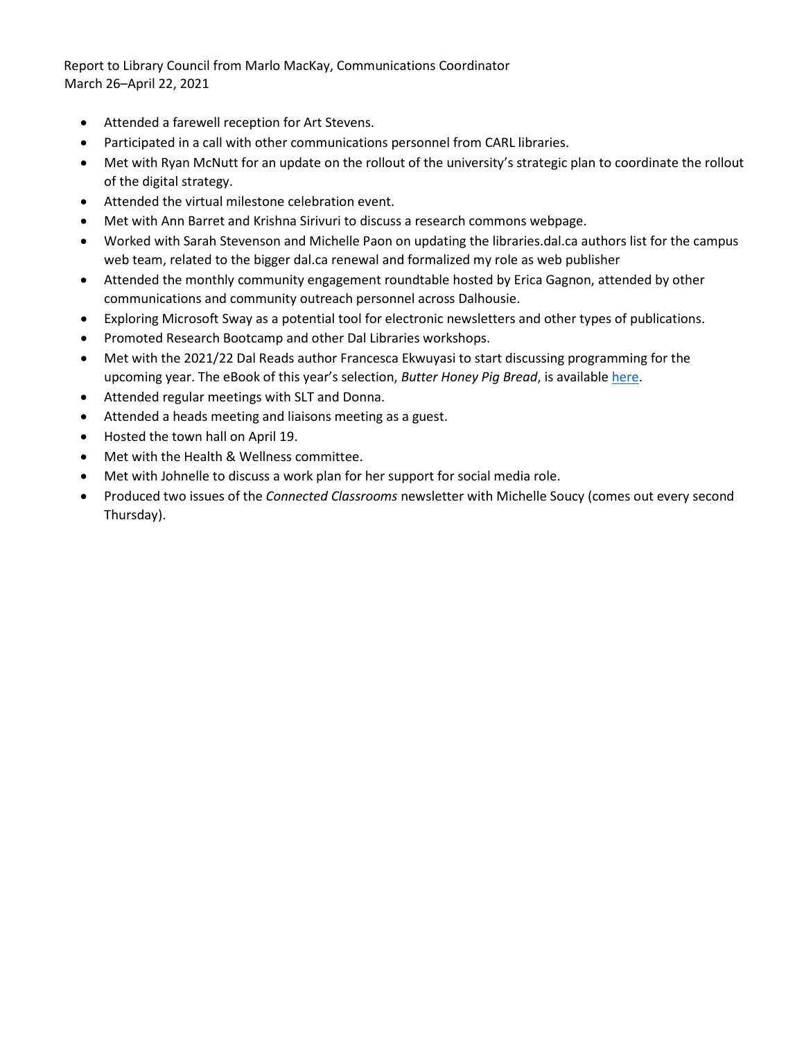Report to Library Council from Marlo MacKay, Communications Coordinator
March 26–April 22, 2021

- Attended a farewell reception for Art Stevens.
- Participated in a call with other communications personnel from CARL libraries.
- Met with Ryan McNutt for an update on the rollout of the university's strategic plan to coordinate the rollout of the digital strategy.
- Attended the virtual milestone celebration event.
- Met with Ann Barret and Krishna Sirivuri to discuss a research commons webpage.
- Worked with Sarah Stevenson and Michelle Paon on updating the libraries.dal.ca authors list for the campus web team, related to the bigger dal.ca renewal and formalized my role as web publisher
- Attended the monthly community engagement roundtable hosted by Erica Gagnon, attended by other communications and community outreach personnel across Dalhousie.
- Exploring Microsoft Sway as a potential tool for electronic newsletters and other types of publications.
- Promoted Research Bootcamp and other Dal Libraries workshops.
- Met with the 2021/22 Dal Reads author Francesca Ekwuyasi to start discussing programming for the upcoming year. The eBook of this year's selection, *Butter Honey Pig Bread*, is available here.
- Attended regular meetings with SLT and Donna.
- Attended a heads meeting and liaisons meeting as a guest.
- Hosted the town hall on April 19.
- Met with the Health & Wellness committee.
- Met with Johnelle to discuss a work plan for her support for social media role.
- Produced two issues of the *Connected Classrooms* newsletter with Michelle Soucy (comes out every second Thursday).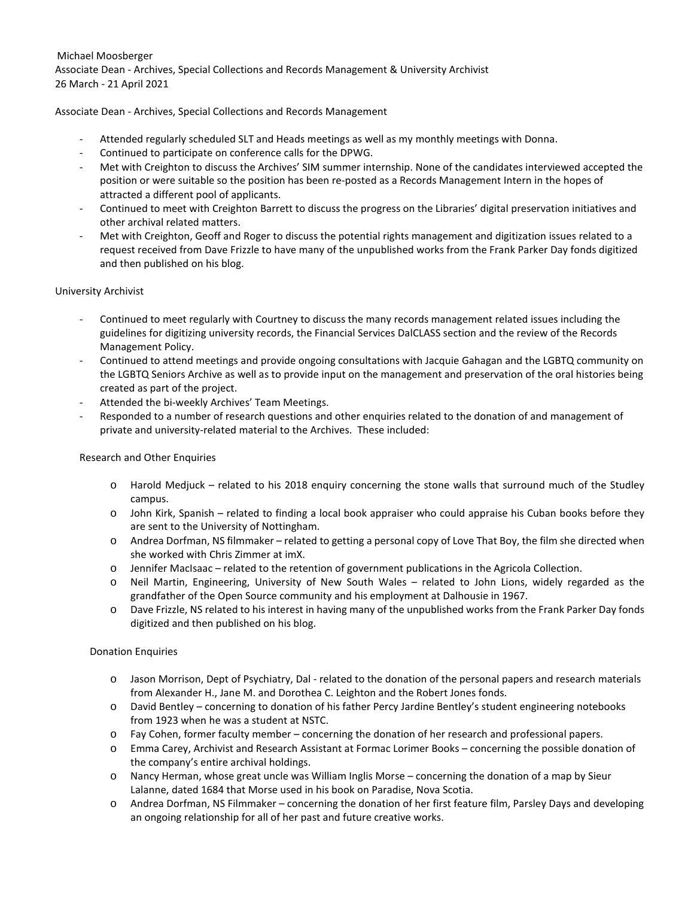Michael Moosberger
Associate Dean - Archives, Special Collections and Records Management & University Archivist
26 March - 21 April 2021

## Associate Dean - Archives, Special Collections and Records Management

- Attended regularly scheduled SLT and Heads meetings as well as my monthly meetings with Donna.
- Continued to participate on conference calls for the DPWG.
- Met with Creighton to discuss the Archives' SIM summer internship. None of the candidates interviewed accepted the position or were suitable so the position has been re-posted as a Records Management Intern in the hopes of attracted a different pool of applicants.
- Continued to meet with Creighton Barrett to discuss the progress on the Libraries' digital preservation initiatives and other archival related matters.
- Met with Creighton, Geoff and Roger to discuss the potential rights management and digitization issues related to a request received from Dave Frizzle to have many of the unpublished works from the Frank Parker Day fonds digitized and then published on his blog.

## University Archivist

- Continued to meet regularly with Courtney to discuss the many records management related issues including the guidelines for digitizing university records, the Financial Services DalCLASS section and the review of the Records Management Policy.
- Continued to attend meetings and provide ongoing consultations with Jacquie Gahagan and the LGBTQ community on the LGBTQ Seniors Archive as well as to provide input on the management and preservation of the oral histories being created as part of the project.
- Attended the bi-weekly Archives' Team Meetings.
- Responded to a number of research questions and other enquiries related to the donation of and management of private and university-related material to the Archives. These included:

### Research and Other Enquiries

- Harold Medjuck – related to his 2018 enquiry concerning the stone walls that surround much of the Studley campus.
- John Kirk, Spanish – related to finding a local book appraiser who could appraise his Cuban books before they are sent to the University of Nottingham.
- Andrea Dorfman, NS filmmaker – related to getting a personal copy of Love That Boy, the film she directed when she worked with Chris Zimmer at imX.
- Jennifer MacIsaac – related to the retention of government publications in the Agricola Collection.
- Neil Martin, Engineering, University of New South Wales – related to John Lions, widely regarded as the grandfather of the Open Source community and his employment at Dalhousie in 1967.
- Dave Frizzle, NS related to his interest in having many of the unpublished works from the Frank Parker Day fonds digitized and then published on his blog.

### Donation Enquiries

- Jason Morrison, Dept of Psychiatry, Dal - related to the donation of the personal papers and research materials from Alexander H., Jane M. and Dorothea C. Leighton and the Robert Jones fonds.
- David Bentley – concerning to donation of his father Percy Jardine Bentley's student engineering notebooks from 1923 when he was a student at NSTC.
- Fay Cohen, former faculty member – concerning the donation of her research and professional papers.
- Emma Carey, Archivist and Research Assistant at Formac Lorimer Books – concerning the possible donation of the company's entire archival holdings.
- Nancy Herman, whose great uncle was William Inglis Morse – concerning the donation of a map by Sieur Lalanne, dated 1684 that Morse used in his book on Paradise, Nova Scotia.
- Andrea Dorfman, NS Filmmaker – concerning the donation of her first feature film, Parsley Days and developing an ongoing relationship for all of her past and future creative works.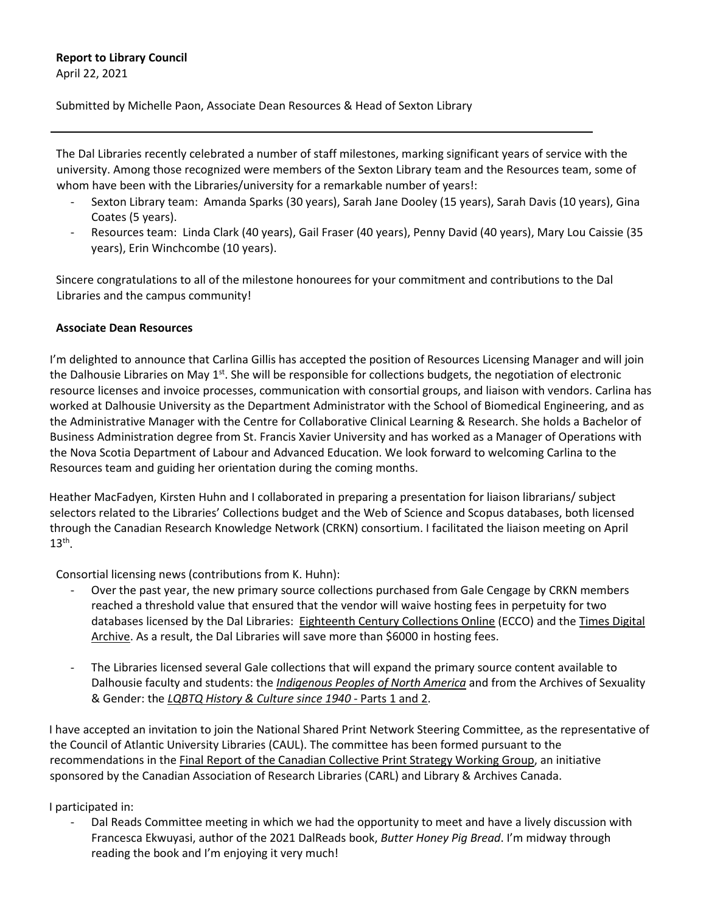**Report to Library Council**
April 22, 2021

Submitted by Michelle Paon, Associate Dean Resources & Head of Sexton Library

---

The Dal Libraries recently celebrated a number of staff milestones, marking significant years of service with the university. Among those recognized were members of the Sexton Library team and the Resources team, some of whom have been with the Libraries/university for a remarkable number of years!:

- Sexton Library team: Amanda Sparks (30 years), Sarah Jane Dooley (15 years), Sarah Davis (10 years), Gina Coates (5 years).
- Resources team: Linda Clark (40 years), Gail Fraser (40 years), Penny David (40 years), Mary Lou Caissie (35 years), Erin Winchcombe (10 years).

Sincere congratulations to all of the milestone honourees for your commitment and contributions to the Dal Libraries and the campus community!

**Associate Dean Resources**

I'm delighted to announce that Carlina Gillis has accepted the position of Resources Licensing Manager and will join the Dalhousie Libraries on May 1st. She will be responsible for collections budgets, the negotiation of electronic resource licenses and invoice processes, communication with consortial groups, and liaison with vendors. Carlina has worked at Dalhousie University as the Department Administrator with the School of Biomedical Engineering, and as the Administrative Manager with the Centre for Collaborative Clinical Learning & Research. She holds a Bachelor of Business Administration degree from St. Francis Xavier University and has worked as a Manager of Operations with the Nova Scotia Department of Labour and Advanced Education. We look forward to welcoming Carlina to the Resources team and guiding her orientation during the coming months.

Heather MacFadyen, Kirsten Huhn and I collaborated in preparing a presentation for liaison librarians/ subject selectors related to the Libraries' Collections budget and the Web of Science and Scopus databases, both licensed through the Canadian Research Knowledge Network (CRKN) consortium. I facilitated the liaison meeting on April 13th.

Consortial licensing news (contributions from K. Huhn):

- Over the past year, the new primary source collections purchased from Gale Cengage by CRKN members reached a threshold value that ensured that the vendor will waive hosting fees in perpetuity for two databases licensed by the Dal Libraries: Eighteenth Century Collections Online (ECCO) and the Times Digital Archive. As a result, the Dal Libraries will save more than $6000 in hosting fees.

- The Libraries licensed several Gale collections that will expand the primary source content available to Dalhousie faculty and students: the *Indigenous Peoples of North America* and from the Archives of Sexuality & Gender: the *LQBTQ History & Culture since 1940* - Parts 1 and 2.

I have accepted an invitation to join the National Shared Print Network Steering Committee, as the representative of the Council of Atlantic University Libraries (CAUL). The committee has been formed pursuant to the recommendations in the Final Report of the Canadian Collective Print Strategy Working Group, an initiative sponsored by the Canadian Association of Research Libraries (CARL) and Library & Archives Canada.

I participated in:

- Dal Reads Committee meeting in which we had the opportunity to meet and have a lively discussion with Francesca Ekwuyasi, author of the 2021 DalReads book, *Butter Honey Pig Bread*. I'm midway through reading the book and I'm enjoying it very much!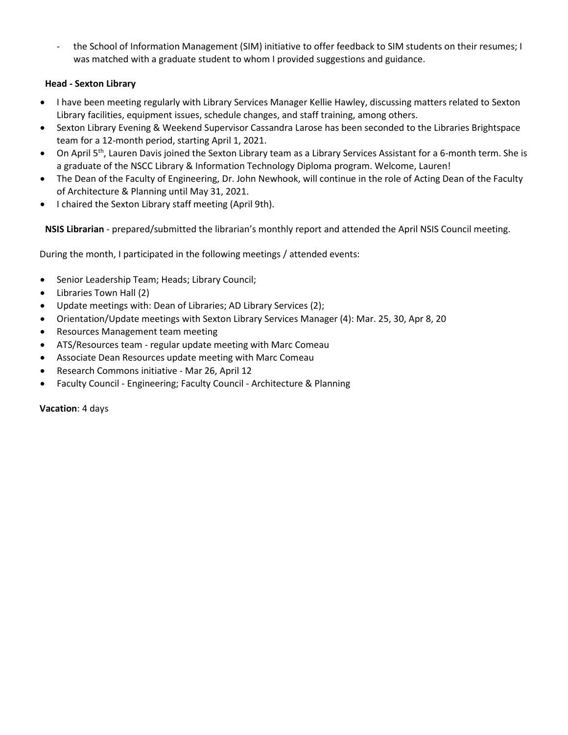- the School of Information Management (SIM) initiative to offer feedback to SIM students on their resumes; I was matched with a graduate student to whom I provided suggestions and guidance.

**Head - Sexton Library**

- I have been meeting regularly with Library Services Manager Kellie Hawley, discussing matters related to Sexton Library facilities, equipment issues, schedule changes, and staff training, among others.
- Sexton Library Evening & Weekend Supervisor Cassandra Larose has been seconded to the Libraries Brightspace team for a 12-month period, starting April 1, 2021.
- On April 5th, Lauren Davis joined the Sexton Library team as a Library Services Assistant for a 6-month term. She is a graduate of the NSCC Library & Information Technology Diploma program. Welcome, Lauren!
- The Dean of the Faculty of Engineering, Dr. John Newhook, will continue in the role of Acting Dean of the Faculty of Architecture & Planning until May 31, 2021.
- I chaired the Sexton Library staff meeting (April 9th).

**NSIS Librarian** - prepared/submitted the librarian's monthly report and attended the April NSIS Council meeting.

During the month, I participated in the following meetings / attended events:

- Senior Leadership Team; Heads; Library Council;
- Libraries Town Hall (2)
- Update meetings with: Dean of Libraries; AD Library Services (2);
- Orientation/Update meetings with Sexton Library Services Manager (4): Mar. 25, 30, Apr 8, 20
- Resources Management team meeting
- ATS/Resources team - regular update meeting with Marc Comeau
- Associate Dean Resources update meeting with Marc Comeau
- Research Commons initiative - Mar 26, April 12
- Faculty Council - Engineering; Faculty Council - Architecture & Planning

**Vacation**: 4 days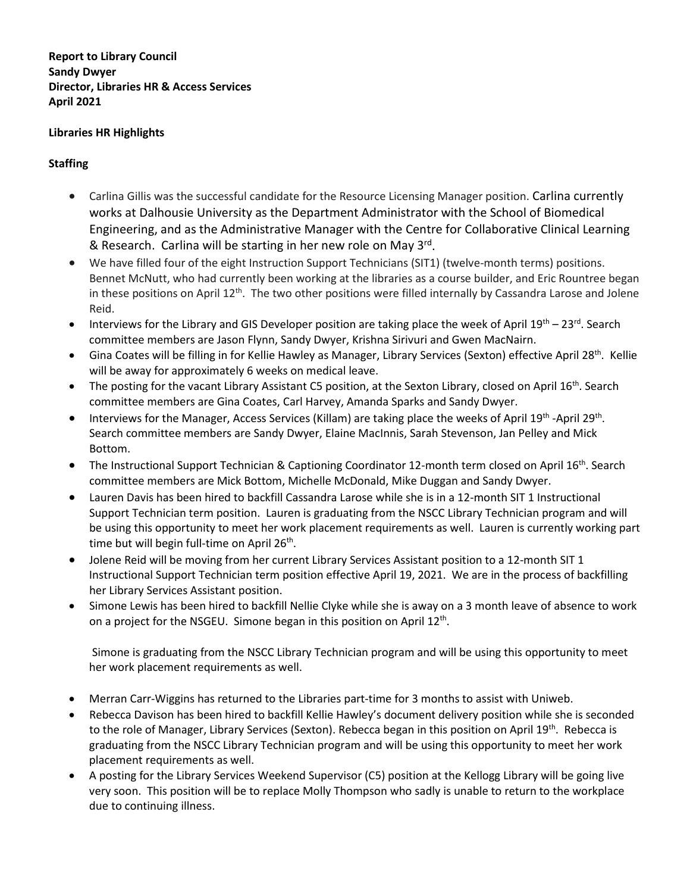**Report to Library Council**
**Sandy Dwyer**
**Director, Libraries HR & Access Services**
**April 2021**

**Libraries HR Highlights**

**Staffing**

- Carlina Gillis was the successful candidate for the Resource Licensing Manager position. Carlina currently works at Dalhousie University as the Department Administrator with the School of Biomedical Engineering, and as the Administrative Manager with the Centre for Collaborative Clinical Learning & Research. Carlina will be starting in her new role on May 3rd.
- We have filled four of the eight Instruction Support Technicians (SIT1) (twelve-month terms) positions. Bennet McNutt, who had currently been working at the libraries as a course builder, and Eric Rountree began in these positions on April 12th. The two other positions were filled internally by Cassandra Larose and Jolene Reid.
- Interviews for the Library and GIS Developer position are taking place the week of April 19th – 23rd. Search committee members are Jason Flynn, Sandy Dwyer, Krishna Sirivuri and Gwen MacNairn.
- Gina Coates will be filling in for Kellie Hawley as Manager, Library Services (Sexton) effective April 28th. Kellie will be away for approximately 6 weeks on medical leave.
- The posting for the vacant Library Assistant C5 position, at the Sexton Library, closed on April 16th. Search committee members are Gina Coates, Carl Harvey, Amanda Sparks and Sandy Dwyer.
- Interviews for the Manager, Access Services (Killam) are taking place the weeks of April 19th -April 29th. Search committee members are Sandy Dwyer, Elaine MacInnis, Sarah Stevenson, Jan Pelley and Mick Bottom.
- The Instructional Support Technician & Captioning Coordinator 12-month term closed on April 16th. Search committee members are Mick Bottom, Michelle McDonald, Mike Duggan and Sandy Dwyer.
- Lauren Davis has been hired to backfill Cassandra Larose while she is in a 12-month SIT 1 Instructional Support Technician term position. Lauren is graduating from the NSCC Library Technician program and will be using this opportunity to meet her work placement requirements as well. Lauren is currently working part time but will begin full-time on April 26th.
- Jolene Reid will be moving from her current Library Services Assistant position to a 12-month SIT 1 Instructional Support Technician term position effective April 19, 2021. We are in the process of backfilling her Library Services Assistant position.
- Simone Lewis has been hired to backfill Nellie Clyke while she is away on a 3 month leave of absence to work on a project for the NSGEU. Simone began in this position on April 12th.

  Simone is graduating from the NSCC Library Technician program and will be using this opportunity to meet her work placement requirements as well.

- Merran Carr-Wiggins has returned to the Libraries part-time for 3 months to assist with Uniweb.
- Rebecca Davison has been hired to backfill Kellie Hawley's document delivery position while she is seconded to the role of Manager, Library Services (Sexton). Rebecca began in this position on April 19th. Rebecca is graduating from the NSCC Library Technician program and will be using this opportunity to meet her work placement requirements as well.
- A posting for the Library Services Weekend Supervisor (C5) position at the Kellogg Library will be going live very soon. This position will be to replace Molly Thompson who sadly is unable to return to the workplace due to continuing illness.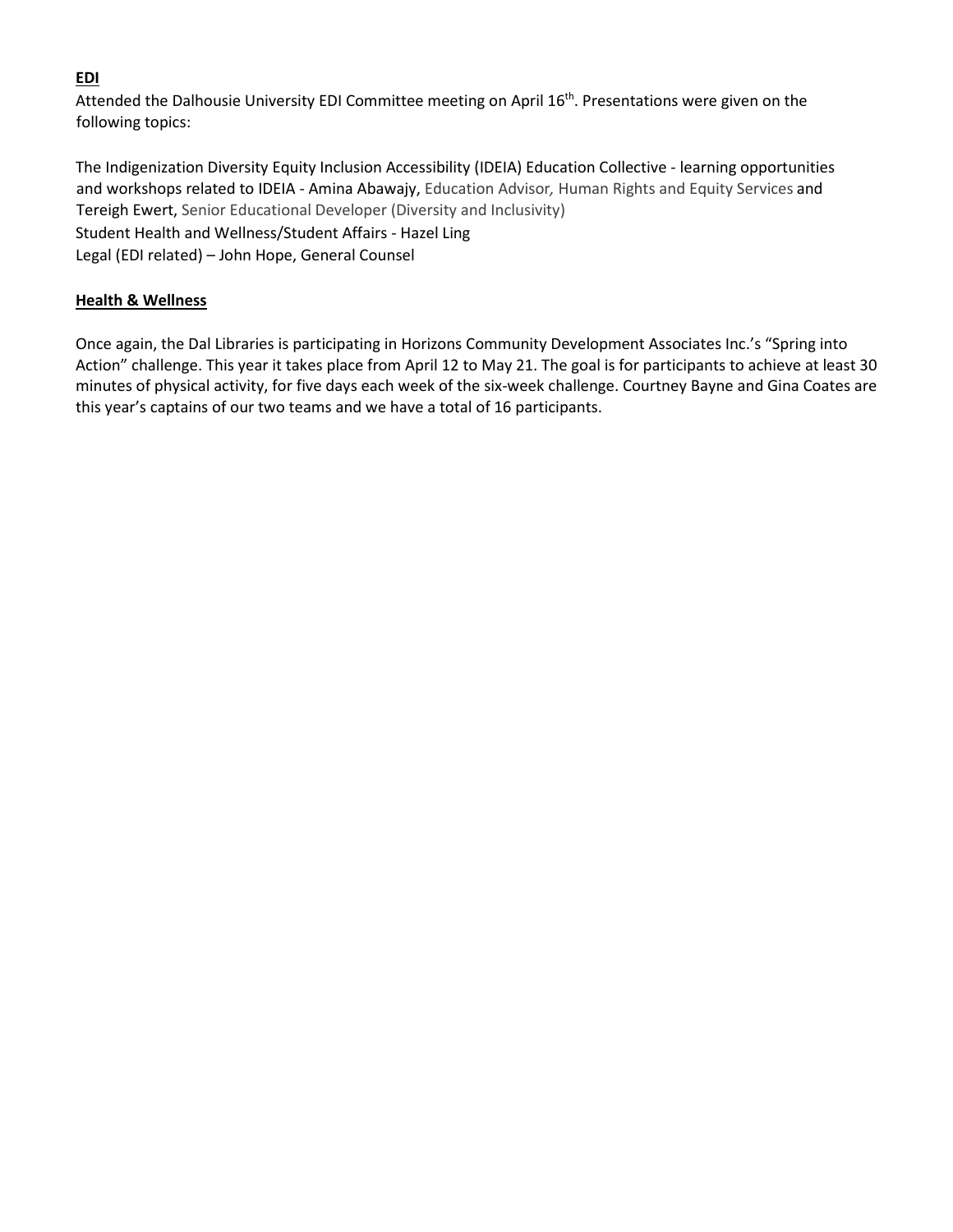**EDI**

Attended the Dalhousie University EDI Committee meeting on April 16th. Presentations were given on the following topics:

The Indigenization Diversity Equity Inclusion Accessibility (IDEIA) Education Collective - learning opportunities and workshops related to IDEIA - Amina Abawajy, Education Advisor, Human Rights and Equity Services and Tereigh Ewert, Senior Educational Developer (Diversity and Inclusivity)
Student Health and Wellness/Student Affairs - Hazel Ling
Legal (EDI related) – John Hope, General Counsel

**Health & Wellness**

Once again, the Dal Libraries is participating in Horizons Community Development Associates Inc.'s "Spring into Action" challenge. This year it takes place from April 12 to May 21. The goal is for participants to achieve at least 30 minutes of physical activity, for five days each week of the six-week challenge. Courtney Bayne and Gina Coates are this year's captains of our two teams and we have a total of 16 participants.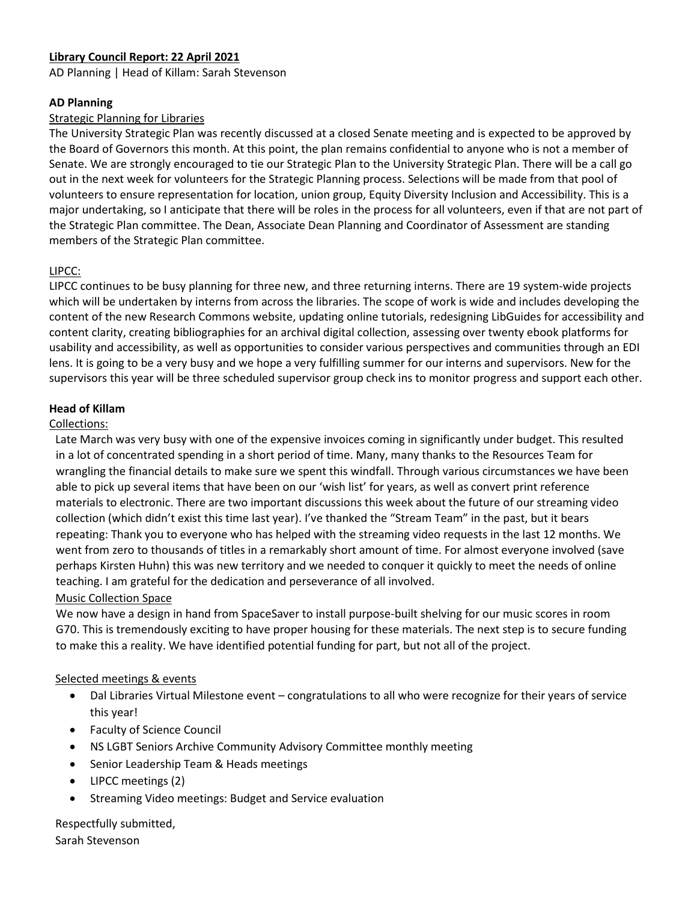**Library Council Report: 22 April 2021**

AD Planning | Head of Killam: Sarah Stevenson

**AD Planning**

Strategic Planning for Libraries

The University Strategic Plan was recently discussed at a closed Senate meeting and is expected to be approved by the Board of Governors this month. At this point, the plan remains confidential to anyone who is not a member of Senate. We are strongly encouraged to tie our Strategic Plan to the University Strategic Plan. There will be a call go out in the next week for volunteers for the Strategic Planning process. Selections will be made from that pool of volunteers to ensure representation for location, union group, Equity Diversity Inclusion and Accessibility. This is a major undertaking, so I anticipate that there will be roles in the process for all volunteers, even if that are not part of the Strategic Plan committee. The Dean, Associate Dean Planning and Coordinator of Assessment are standing members of the Strategic Plan committee.

LIPCC:

LIPCC continues to be busy planning for three new, and three returning interns. There are 19 system-wide projects which will be undertaken by interns from across the libraries. The scope of work is wide and includes developing the content of the new Research Commons website, updating online tutorials, redesigning LibGuides for accessibility and content clarity, creating bibliographies for an archival digital collection, assessing over twenty ebook platforms for usability and accessibility, as well as opportunities to consider various perspectives and communities through an EDI lens. It is going to be a very busy and we hope a very fulfilling summer for our interns and supervisors. New for the supervisors this year will be three scheduled supervisor group check ins to monitor progress and support each other.

**Head of Killam**

Collections:

Late March was very busy with one of the expensive invoices coming in significantly under budget. This resulted in a lot of concentrated spending in a short period of time. Many, many thanks to the Resources Team for wrangling the financial details to make sure we spent this windfall. Through various circumstances we have been able to pick up several items that have been on our 'wish list' for years, as well as convert print reference materials to electronic. There are two important discussions this week about the future of our streaming video collection (which didn't exist this time last year). I've thanked the "Stream Team" in the past, but it bears repeating: Thank you to everyone who has helped with the streaming video requests in the last 12 months. We went from zero to thousands of titles in a remarkably short amount of time. For almost everyone involved (save perhaps Kirsten Huhn) this was new territory and we needed to conquer it quickly to meet the needs of online teaching. I am grateful for the dedication and perseverance of all involved.

Music Collection Space

We now have a design in hand from SpaceSaver to install purpose-built shelving for our music scores in room G70. This is tremendously exciting to have proper housing for these materials. The next step is to secure funding to make this a reality. We have identified potential funding for part, but not all of the project.

Selected meetings & events

- Dal Libraries Virtual Milestone event – congratulations to all who were recognize for their years of service this year!
- Faculty of Science Council
- NS LGBT Seniors Archive Community Advisory Committee monthly meeting
- Senior Leadership Team & Heads meetings
- LIPCC meetings (2)
- Streaming Video meetings: Budget and Service evaluation

Respectfully submitted,
Sarah Stevenson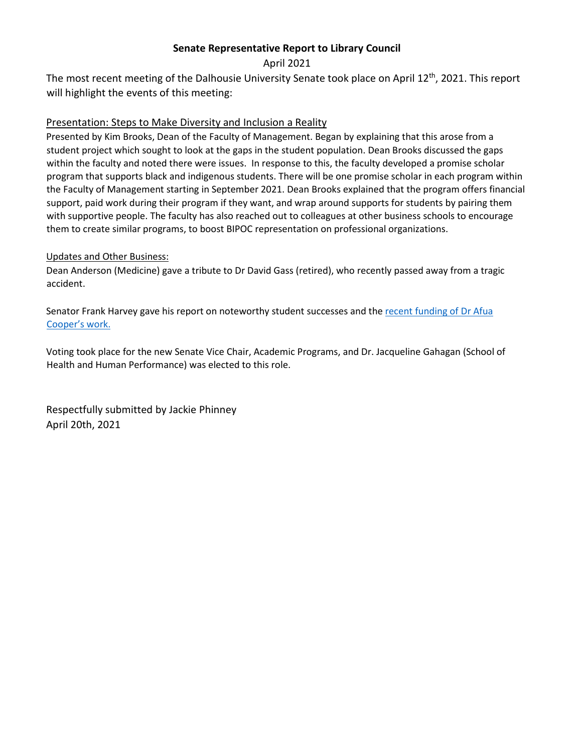**Senate Representative Report to Library Council**

April 2021

The most recent meeting of the Dalhousie University Senate took place on April 12th, 2021. This report will highlight the events of this meeting:

<u>Presentation: Steps to Make Diversity and Inclusion a Reality</u>

Presented by Kim Brooks, Dean of the Faculty of Management. Began by explaining that this arose from a student project which sought to look at the gaps in the student population. Dean Brooks discussed the gaps within the faculty and noted there were issues. In response to this, the faculty developed a promise scholar program that supports black and indigenous students. There will be one promise scholar in each program within the Faculty of Management starting in September 2021. Dean Brooks explained that the program offers financial support, paid work during their program if they want, and wrap around supports for students by pairing them with supportive people. The faculty has also reached out to colleagues at other business schools to encourage them to create similar programs, to boost BIPOC representation on professional organizations.

<u>Updates and Other Business:</u>

Dean Anderson (Medicine) gave a tribute to Dr David Gass (retired), who recently passed away from a tragic accident.

Senator Frank Harvey gave his report on noteworthy student successes and the recent funding of Dr Afua Cooper's work.

Voting took place for the new Senate Vice Chair, Academic Programs, and Dr. Jacqueline Gahagan (School of Health and Human Performance) was elected to this role.

Respectfully submitted by Jackie Phinney
April 20th, 2021